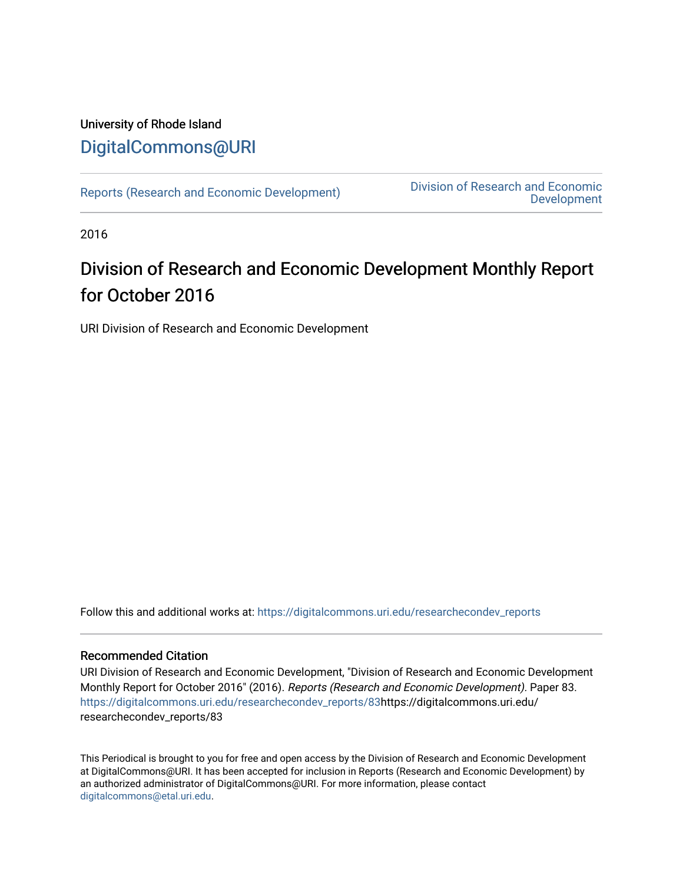University of Rhode Island

# DigitalCommons@URI

Reports (Research and Economic Development)

Division of Research and Economic Development

2016

# Division of Research and Economic Development Monthly Report for October 2016

URI Division of Research and Economic Development

Follow this and additional works at: https://digitalcommons.uri.edu/researchecondev_reports

## Recommended Citation

URI Division of Research and Economic Development, "Division of Research and Economic Development Monthly Report for October 2016" (2016). *Reports (Research and Economic Development)*. Paper 83. https://digitalcommons.uri.edu/researchecondev_reports/83https://digitalcommons.uri.edu/researchecondev_reports/83

This Periodical is brought to you for free and open access by the Division of Research and Economic Development at DigitalCommons@URI. It has been accepted for inclusion in Reports (Research and Economic Development) by an authorized administrator of DigitalCommons@URI. For more information, please contact digitalcommons@etal.uri.edu.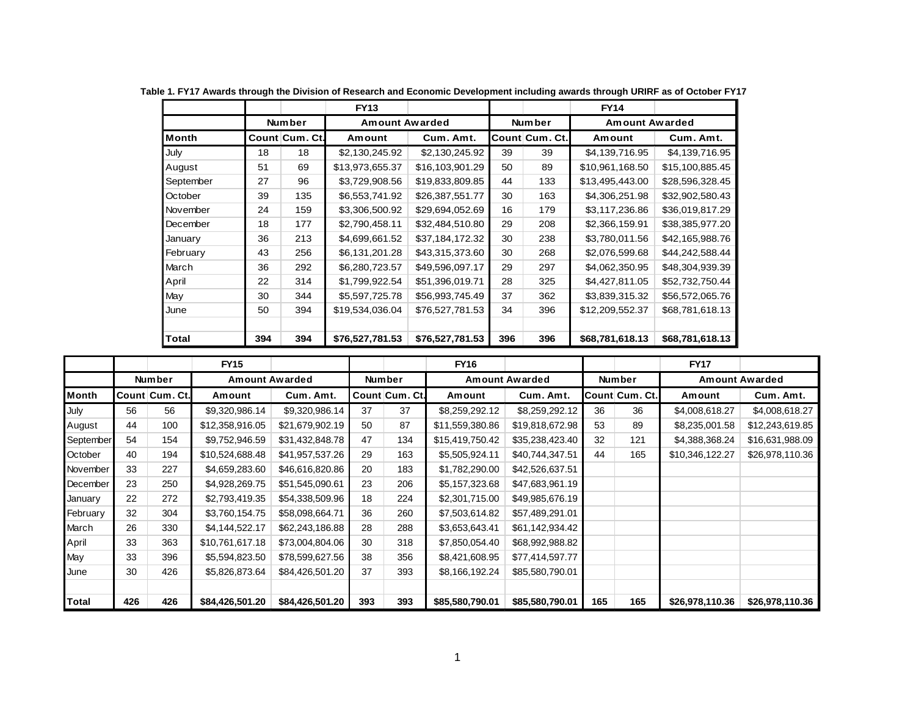**Table 1. FY17 Awards through the Division of Research and Economic Development including awards through URIRF as of October FY17**

| | FY13 | | | | FY14 | | | |
|---|---|---|---|---|---|---|---|---|
| | Number | | Amount Awarded | | Number | | Amount Awarded | |
| **Month** | **Count** | **Cum. Ct.** | **Amount** | **Cum. Amt.** | **Count** | **Cum. Ct.** | **Amount** | **Cum. Amt.** |
| July | 18 | 18 | $2,130,245.92 | $2,130,245.92 | 39 | 39 | $4,139,716.95 | $4,139,716.95 |
| August | 51 | 69 | $13,973,655.37 | $16,103,901.29 | 50 | 89 | $10,961,168.50 | $15,100,885.45 |
| September | 27 | 96 | $3,729,908.56 | $19,833,809.85 | 44 | 133 | $13,495,443.00 | $28,596,328.45 |
| October | 39 | 135 | $6,553,741.92 | $26,387,551.77 | 30 | 163 | $4,306,251.98 | $32,902,580.43 |
| November | 24 | 159 | $3,306,500.92 | $29,694,052.69 | 16 | 179 | $3,117,236.86 | $36,019,817.29 |
| December | 18 | 177 | $2,790,458.11 | $32,484,510.80 | 29 | 208 | $2,366,159.91 | $38,385,977.20 |
| January | 36 | 213 | $4,699,661.52 | $37,184,172.32 | 30 | 238 | $3,780,011.56 | $42,165,988.76 |
| February | 43 | 256 | $6,131,201.28 | $43,315,373.60 | 30 | 268 | $2,076,599.68 | $44,242,588.44 |
| March | 36 | 292 | $6,280,723.57 | $49,596,097.17 | 29 | 297 | $4,062,350.95 | $48,304,939.39 |
| April | 22 | 314 | $1,799,922.54 | $51,396,019.71 | 28 | 325 | $4,427,811.05 | $52,732,750.44 |
| May | 30 | 344 | $5,597,725.78 | $56,993,745.49 | 37 | 362 | $3,839,315.32 | $56,572,065.76 |
| June | 50 | 394 | $19,534,036.04 | $76,527,781.53 | 34 | 396 | $12,209,552.37 | $68,781,618.13 |
| | | | | | | | | |
| **Total** | **394** | **394** | **$76,527,781.53** | **$76,527,781.53** | **396** | **396** | **$68,781,618.13** | **$68,781,618.13** |

| | FY15 | | | | FY16 | | | | FY17 | | | |
|---|---|---|---|---|---|---|---|---|---|---|---|---|
| | Number | | Amount Awarded | | Number | | Amount Awarded | | Number | | Amount Awarded | |
| **Month** | **Count** | **Cum. Ct.** | **Amount** | **Cum. Amt.** | **Count** | **Cum. Ct.** | **Amount** | **Cum. Amt.** | **Count** | **Cum. Ct.** | **Amount** | **Cum. Amt.** |
| July | 56 | 56 | $9,320,986.14 | $9,320,986.14 | 37 | 37 | $8,259,292.12 | $8,259,292.12 | 36 | 36 | $4,008,618.27 | $4,008,618.27 |
| August | 44 | 100 | $12,358,916.05 | $21,679,902.19 | 50 | 87 | $11,559,380.86 | $19,818,672.98 | 53 | 89 | $8,235,001.58 | $12,243,619.85 |
| September | 54 | 154 | $9,752,946.59 | $31,432,848.78 | 47 | 134 | $15,419,750.42 | $35,238,423.40 | 32 | 121 | $4,388,368.24 | $16,631,988.09 |
| October | 40 | 194 | $10,524,688.48 | $41,957,537.26 | 29 | 163 | $5,505,924.11 | $40,744,347.51 | 44 | 165 | $10,346,122.27 | $26,978,110.36 |
| November | 33 | 227 | $4,659,283.60 | $46,616,820.86 | 20 | 183 | $1,782,290.00 | $42,526,637.51 | | | | |
| December | 23 | 250 | $4,928,269.75 | $51,545,090.61 | 23 | 206 | $5,157,323.68 | $47,683,961.19 | | | | |
| January | 22 | 272 | $2,793,419.35 | $54,338,509.96 | 18 | 224 | $2,301,715.00 | $49,985,676.19 | | | | |
| February | 32 | 304 | $3,760,154.75 | $58,098,664.71 | 36 | 260 | $7,503,614.82 | $57,489,291.01 | | | | |
| March | 26 | 330 | $4,144,522.17 | $62,243,186.88 | 28 | 288 | $3,653,643.41 | $61,142,934.42 | | | | |
| April | 33 | 363 | $10,761,617.18 | $73,004,804.06 | 30 | 318 | $7,850,054.40 | $68,992,988.82 | | | | |
| May | 33 | 396 | $5,594,823.50 | $78,599,627.56 | 38 | 356 | $8,421,608.95 | $77,414,597.77 | | | | |
| June | 30 | 426 | $5,826,873.64 | $84,426,501.20 | 37 | 393 | $8,166,192.24 | $85,580,790.01 | | | | |
| | | | | | | | | | | | | |
| **Total** | **426** | **426** | **$84,426,501.20** | **$84,426,501.20** | **393** | **393** | **$85,580,790.01** | **$85,580,790.01** | **165** | **165** | **$26,978,110.36** | **$26,978,110.36** |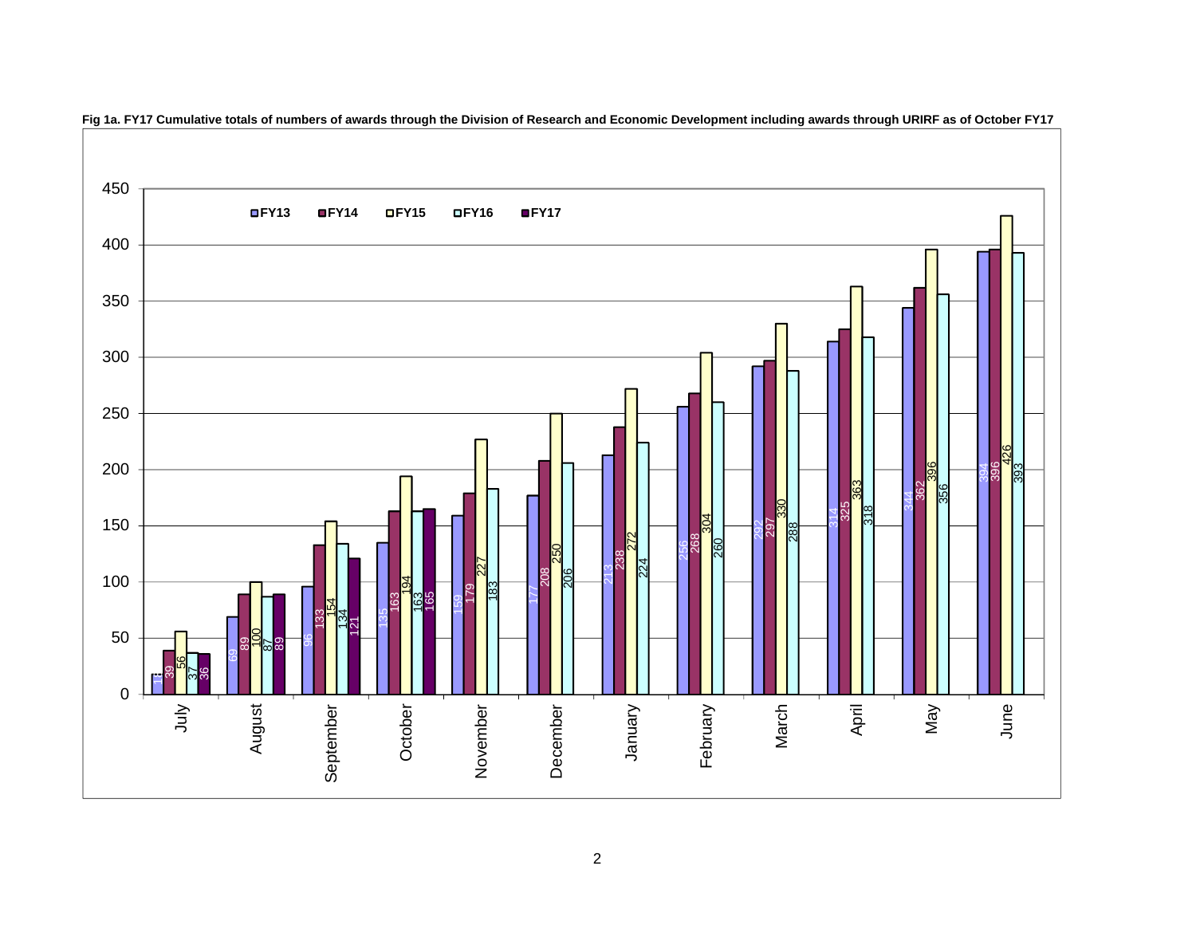**Fig 1a. FY17 Cumulative totals of numbers of awards through the Division of Research and Economic Development including awards through URIRF as of October FY17**

| Month | FY13 | FY14 | FY15 | FY16 | FY17 |
|---|---|---|---|---|---|
| July | 18 | 39 | 56 | 37 | 36 |
| August | 69 | 89 | 100 | 87 | 89 |
| September | 96 | 133 | 154 | 134 | 121 |
| October | 135 | 163 | 194 | 163 | 165 |
| November | 159 | 179 | 227 | 183 | |
| December | 177 | 208 | 250 | 206 | |
| January | 213 | 238 | 272 | 224 | |
| February | 256 | 268 | 304 | 260 | |
| March | 292 | 297 | 330 | 288 | |
| April | 314 | 325 | 363 | 318 | |
| May | 344 | 362 | 396 | 356 | |
| June | 394 | 396 | 426 | 393 | |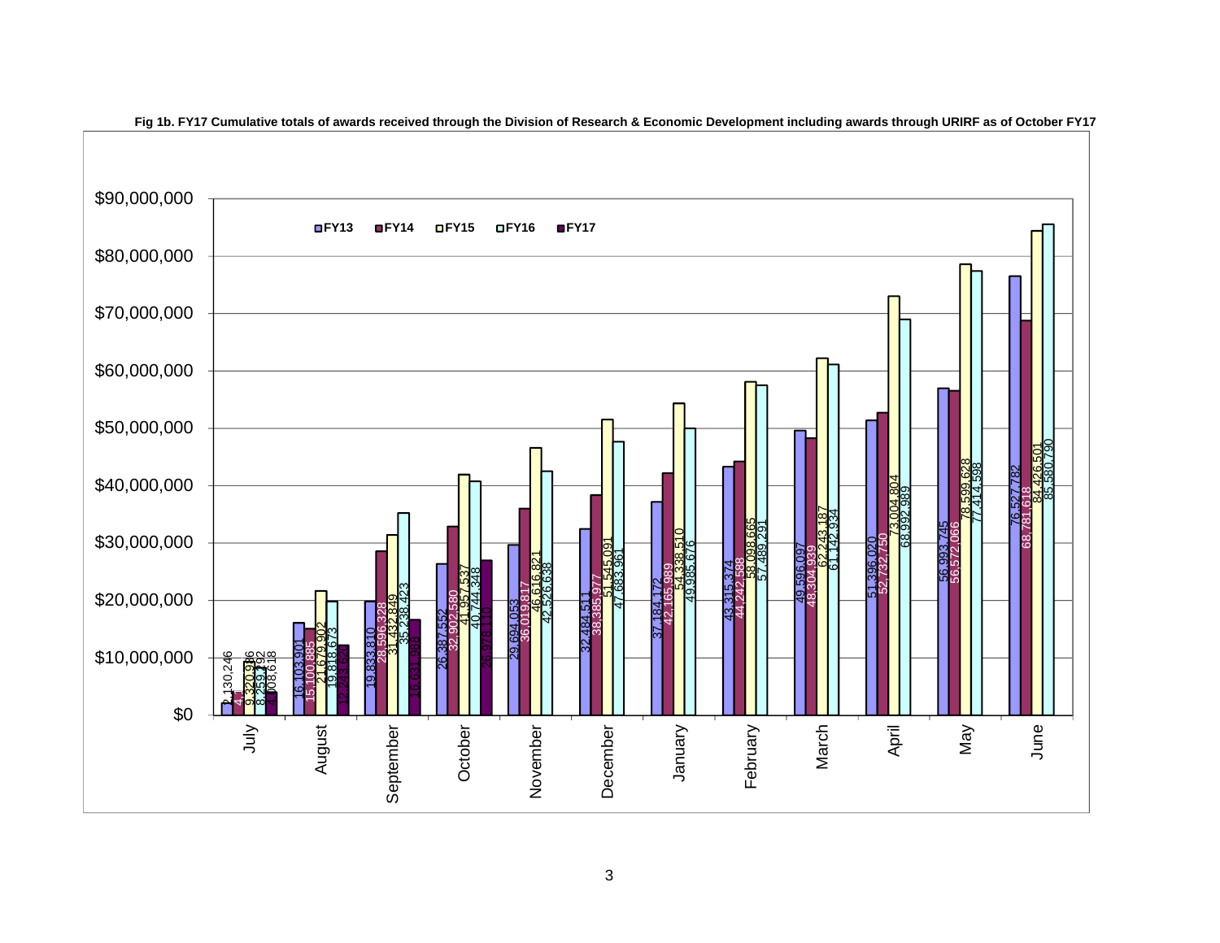**Fig 1b. FY17 Cumulative totals of awards received through the Division of Research & Economic Development including awards through URIRF as of October FY17**

| Month | FY13 | FY14 | FY15 | FY16 | FY17 |
|---|---|---|---|---|---|
| July | 2,130,246 | 4,1 | 9,320,936 | 8,259,192 | 4,008,618 |
| August | 16,103,901 | 15,100,885 | 21,679,902 | 19,818,673 | 12,243,020 |
| September | 19,833,810 | 28,596,328 | 31,432,849 | 35,238,423 | 16,631,988 |
| October | 26,387,552 | 32,902,580 | 41,957,537 | 40,744,348 | 26,978,110 |
| November | 29,694,053 | 36,019,817 | 46,616,821 | 42,526,638 | |
| December | 32,484,511 | 38,385,977 | 51,545,091 | 47,683,961 | |
| January | 37,184,172 | 42,165,989 | 54,338,510 | 49,985,676 | |
| February | 43,315,374 | 44,242,588 | 58,098,665 | 57,489,291 | |
| March | 49,596,097 | 48,304,939 | 62,243,187 | 61,142,934 | |
| April | 51,396,020 | 52,732,750 | 73,004,804 | 68,992,989 | |
| May | 56,993,745 | 56,572,066 | 78,599,628 | 77,414,598 | |
| June | 76,527,782 | 68,781,618 | 84,426,501 | 85,580,790 | |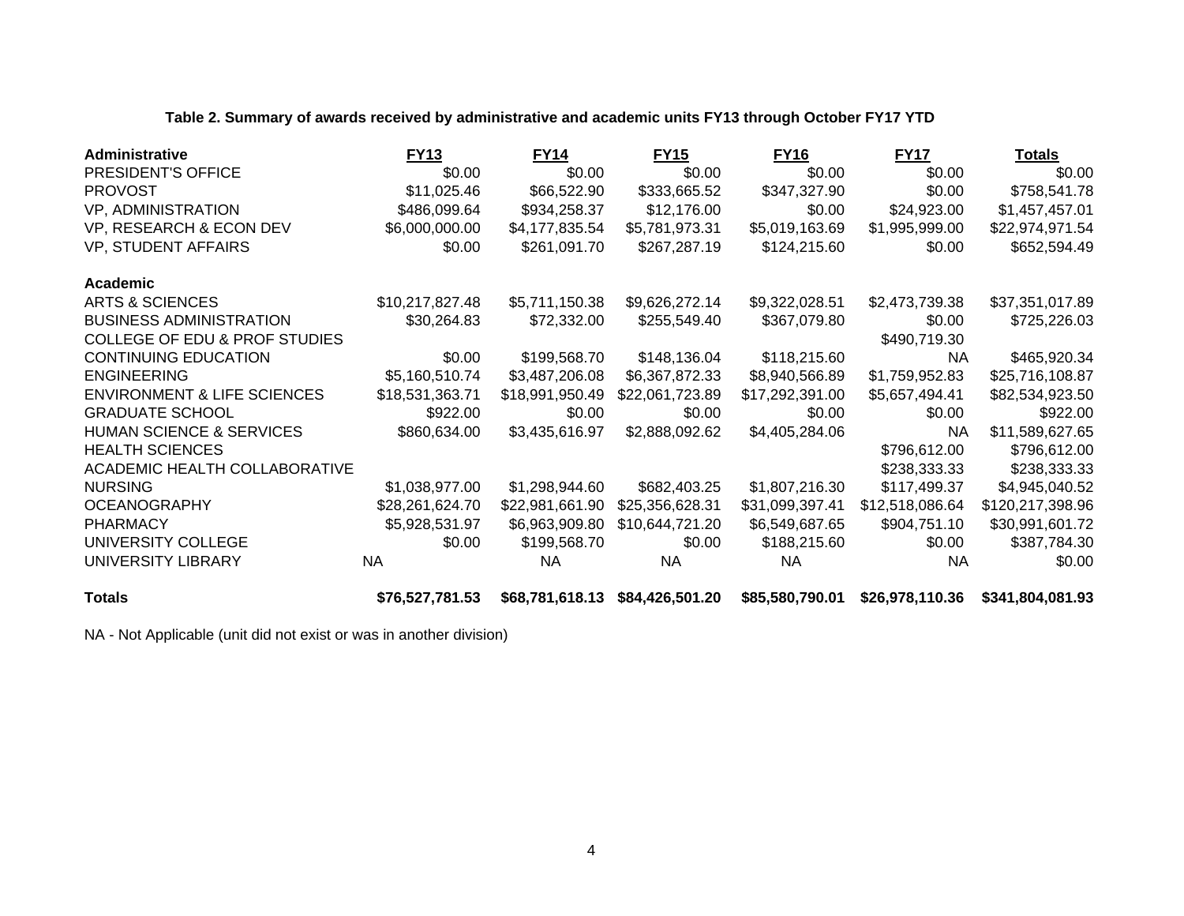**Table 2. Summary of awards received by administrative and academic units FY13 through October FY17 YTD**

| Administrative | FY13 | FY14 | FY15 | FY16 | FY17 | Totals |
|---|---|---|---|---|---|---|
| PRESIDENT'S OFFICE | $0.00 | $0.00 | $0.00 | $0.00 | $0.00 | $0.00 |
| PROVOST | $11,025.46 | $66,522.90 | $333,665.52 | $347,327.90 | $0.00 | $758,541.78 |
| VP, ADMINISTRATION | $486,099.64 | $934,258.37 | $12,176.00 | $0.00 | $24,923.00 | $1,457,457.01 |
| VP, RESEARCH & ECON DEV | $6,000,000.00 | $4,177,835.54 | $5,781,973.31 | $5,019,163.69 | $1,995,999.00 | $22,974,971.54 |
| VP, STUDENT AFFAIRS | $0.00 | $261,091.70 | $267,287.19 | $124,215.60 | $0.00 | $652,594.49 |
| **Academic** | | | | | | |
| ARTS & SCIENCES | $10,217,827.48 | $5,711,150.38 | $9,626,272.14 | $9,322,028.51 | $2,473,739.38 | $37,351,017.89 |
| BUSINESS ADMINISTRATION | $30,264.83 | $72,332.00 | $255,549.40 | $367,079.80 | $0.00 | $725,226.03 |
| COLLEGE OF EDU & PROF STUDIES | | | | | $490,719.30 | |
| CONTINUING EDUCATION | $0.00 | $199,568.70 | $148,136.04 | $118,215.60 | NA | $465,920.34 |
| ENGINEERING | $5,160,510.74 | $3,487,206.08 | $6,367,872.33 | $8,940,566.89 | $1,759,952.83 | $25,716,108.87 |
| ENVIRONMENT & LIFE SCIENCES | $18,531,363.71 | $18,991,950.49 | $22,061,723.89 | $17,292,391.00 | $5,657,494.41 | $82,534,923.50 |
| GRADUATE SCHOOL | $922.00 | $0.00 | $0.00 | $0.00 | $0.00 | $922.00 |
| HUMAN SCIENCE & SERVICES | $860,634.00 | $3,435,616.97 | $2,888,092.62 | $4,405,284.06 | NA | $11,589,627.65 |
| HEALTH SCIENCES | | | | | $796,612.00 | $796,612.00 |
| ACADEMIC HEALTH COLLABORATIVE | | | | | $238,333.33 | $238,333.33 |
| NURSING | $1,038,977.00 | $1,298,944.60 | $682,403.25 | $1,807,216.30 | $117,499.37 | $4,945,040.52 |
| OCEANOGRAPHY | $28,261,624.70 | $22,981,661.90 | $25,356,628.31 | $31,099,397.41 | $12,518,086.64 | $120,217,398.96 |
| PHARMACY | $5,928,531.97 | $6,963,909.80 | $10,644,721.20 | $6,549,687.65 | $904,751.10 | $30,991,601.72 |
| UNIVERSITY COLLEGE | $0.00 | $199,568.70 | $0.00 | $188,215.60 | $0.00 | $387,784.30 |
| UNIVERSITY LIBRARY | NA | NA | NA | NA | NA | $0.00 |
| **Totals** | **$76,527,781.53** | **$68,781,618.13** | **$84,426,501.20** | **$85,580,790.01** | **$26,978,110.36** | **$341,804,081.93** |

NA - Not Applicable (unit did not exist or was in another division)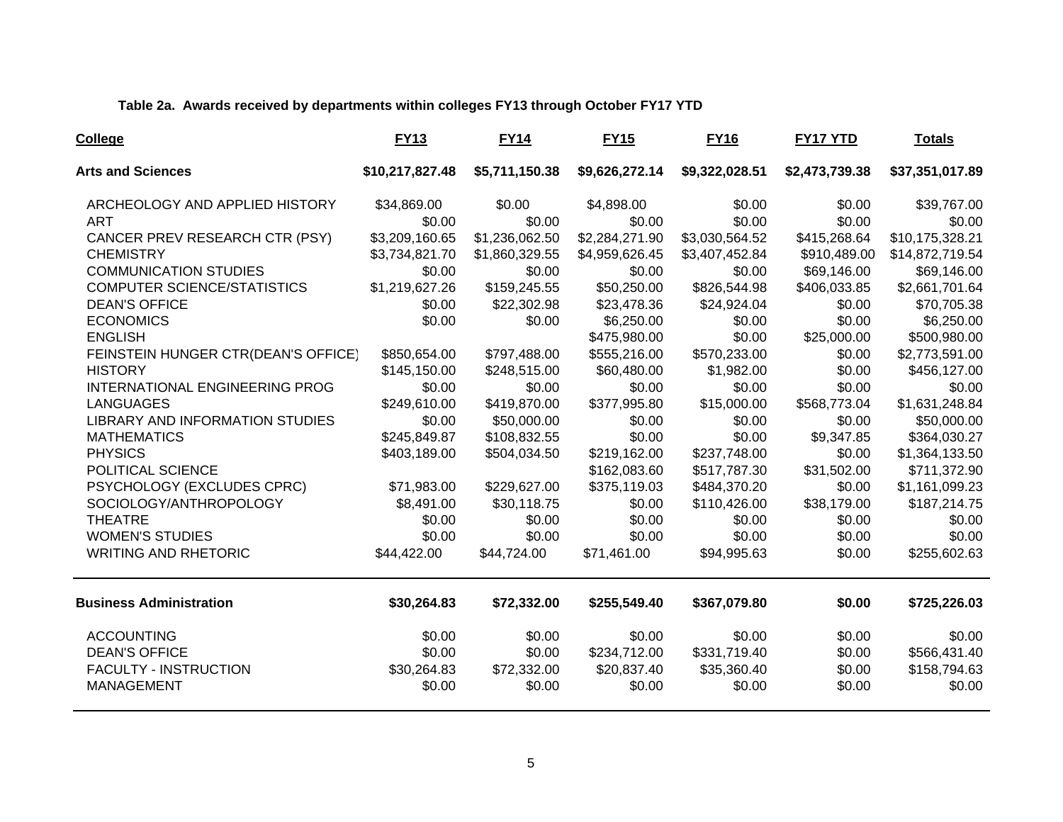**Table 2a. Awards received by departments within colleges FY13 through October FY17 YTD**

| College | FY13 | FY14 | FY15 | FY16 | FY17 YTD | Totals |
|---|---|---|---|---|---|---|
| **Arts and Sciences** | **$10,217,827.48** | **$5,711,150.38** | **$9,626,272.14** | **$9,322,028.51** | **$2,473,739.38** | **$37,351,017.89** |
| ARCHEOLOGY AND APPLIED HISTORY | $34,869.00 | $0.00 | $4,898.00 | $0.00 | $0.00 | $39,767.00 |
| ART | $0.00 | $0.00 | $0.00 | $0.00 | $0.00 | $0.00 |
| CANCER PREV RESEARCH CTR (PSY) | $3,209,160.65 | $1,236,062.50 | $2,284,271.90 | $3,030,564.52 | $415,268.64 | $10,175,328.21 |
| CHEMISTRY | $3,734,821.70 | $1,860,329.55 | $4,959,626.45 | $3,407,452.84 | $910,489.00 | $14,872,719.54 |
| COMMUNICATION STUDIES | $0.00 | $0.00 | $0.00 | $0.00 | $69,146.00 | $69,146.00 |
| COMPUTER SCIENCE/STATISTICS | $1,219,627.26 | $159,245.55 | $50,250.00 | $826,544.98 | $406,033.85 | $2,661,701.64 |
| DEAN'S OFFICE | $0.00 | $22,302.98 | $23,478.36 | $24,924.04 | $0.00 | $70,705.38 |
| ECONOMICS | $0.00 | $0.00 | $6,250.00 | $0.00 | $0.00 | $6,250.00 |
| ENGLISH | | | $475,980.00 | $0.00 | $25,000.00 | $500,980.00 |
| FEINSTEIN HUNGER CTR(DEAN'S OFFICE) | $850,654.00 | $797,488.00 | $555,216.00 | $570,233.00 | $0.00 | $2,773,591.00 |
| HISTORY | $145,150.00 | $248,515.00 | $60,480.00 | $1,982.00 | $0.00 | $456,127.00 |
| INTERNATIONAL ENGINEERING PROG | $0.00 | $0.00 | $0.00 | $0.00 | $0.00 | $0.00 |
| LANGUAGES | $249,610.00 | $419,870.00 | $377,995.80 | $15,000.00 | $568,773.04 | $1,631,248.84 |
| LIBRARY AND INFORMATION STUDIES | $0.00 | $50,000.00 | $0.00 | $0.00 | $0.00 | $50,000.00 |
| MATHEMATICS | $245,849.87 | $108,832.55 | $0.00 | $0.00 | $9,347.85 | $364,030.27 |
| PHYSICS | $403,189.00 | $504,034.50 | $219,162.00 | $237,748.00 | $0.00 | $1,364,133.50 |
| POLITICAL SCIENCE | | | $162,083.60 | $517,787.30 | $31,502.00 | $711,372.90 |
| PSYCHOLOGY (EXCLUDES CPRC) | $71,983.00 | $229,627.00 | $375,119.03 | $484,370.20 | $0.00 | $1,161,099.23 |
| SOCIOLOGY/ANTHROPOLOGY | $8,491.00 | $30,118.75 | $0.00 | $110,426.00 | $38,179.00 | $187,214.75 |
| THEATRE | $0.00 | $0.00 | $0.00 | $0.00 | $0.00 | $0.00 |
| WOMEN'S STUDIES | $0.00 | $0.00 | $0.00 | $0.00 | $0.00 | $0.00 |
| WRITING AND RHETORIC | $44,422.00 | $44,724.00 | $71,461.00 | $94,995.63 | $0.00 | $255,602.63 |
| **Business Administration** | **$30,264.83** | **$72,332.00** | **$255,549.40** | **$367,079.80** | **$0.00** | **$725,226.03** |
| ACCOUNTING | $0.00 | $0.00 | $0.00 | $0.00 | $0.00 | $0.00 |
| DEAN'S OFFICE | $0.00 | $0.00 | $234,712.00 | $331,719.40 | $0.00 | $566,431.40 |
| FACULTY - INSTRUCTION | $30,264.83 | $72,332.00 | $20,837.40 | $35,360.40 | $0.00 | $158,794.63 |
| MANAGEMENT | $0.00 | $0.00 | $0.00 | $0.00 | $0.00 | $0.00 |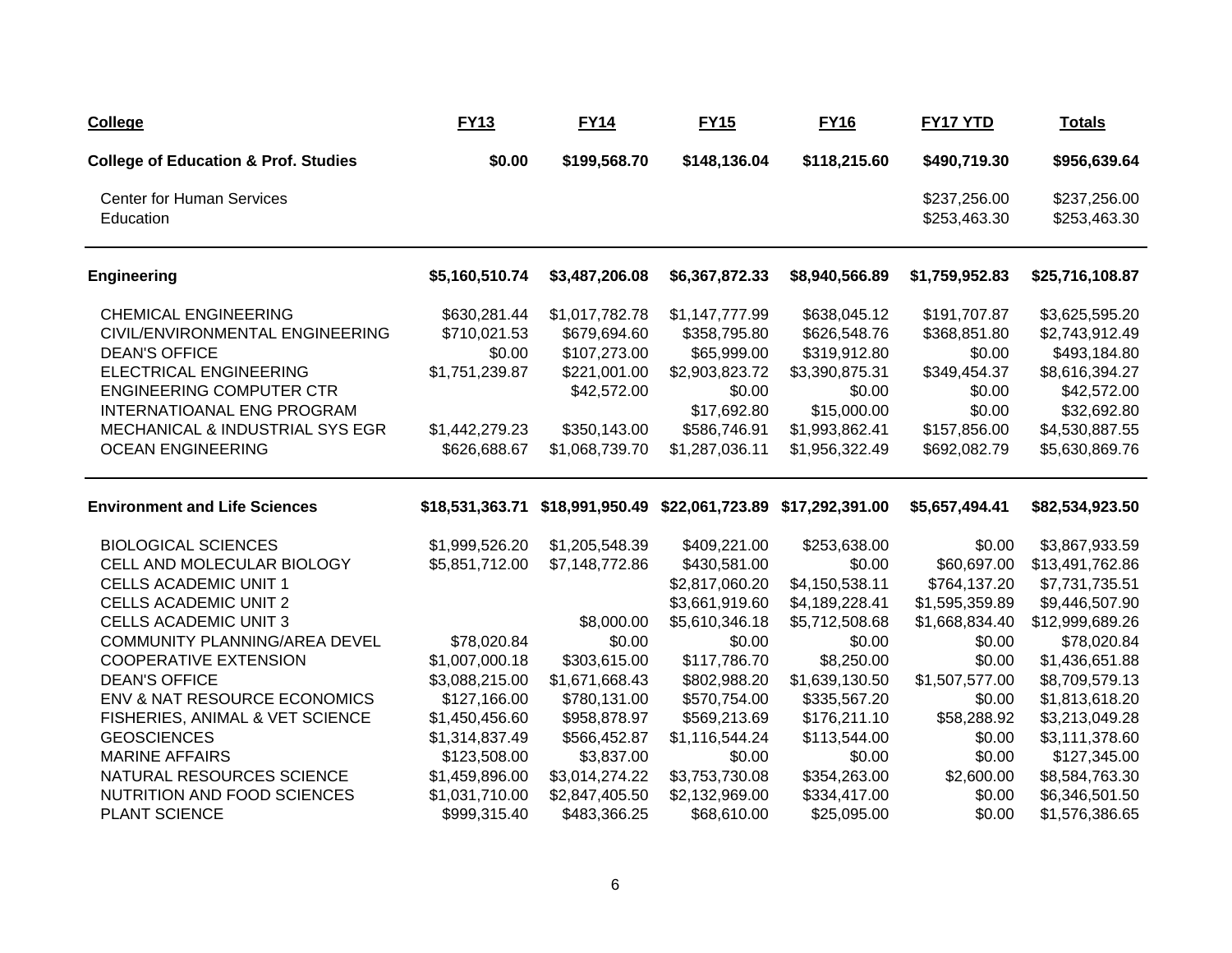| **College** | **FY13** | **FY14** | **FY15** | **FY16** | **FY17 YTD** | **Totals** |
|---|---|---|---|---|---|---|
| **College of Education & Prof. Studies** | **$0.00** | **$199,568.70** | **$148,136.04** | **$118,215.60** | **$490,719.30** | **$956,639.64** |
| Center for Human Services | | | | | $237,256.00 | $237,256.00 |
| Education | | | | | $253,463.30 | $253,463.30 |
| **Engineering** | **$5,160,510.74** | **$3,487,206.08** | **$6,367,872.33** | **$8,940,566.89** | **$1,759,952.83** | **$25,716,108.87** |
| CHEMICAL ENGINEERING | $630,281.44 | $1,017,782.78 | $1,147,777.99 | $638,045.12 | $191,707.87 | $3,625,595.20 |
| CIVIL/ENVIRONMENTAL ENGINEERING | $710,021.53 | $679,694.60 | $358,795.80 | $626,548.76 | $368,851.80 | $2,743,912.49 |
| DEAN'S OFFICE | $0.00 | $107,273.00 | $65,999.00 | $319,912.80 | $0.00 | $493,184.80 |
| ELECTRICAL ENGINEERING | $1,751,239.87 | $221,001.00 | $2,903,823.72 | $3,390,875.31 | $349,454.37 | $8,616,394.27 |
| ENGINEERING COMPUTER CTR | | $42,572.00 | $0.00 | $0.00 | $0.00 | $42,572.00 |
| INTERNATIOANAL ENG PROGRAM | | | $17,692.80 | $15,000.00 | $0.00 | $32,692.80 |
| MECHANICAL & INDUSTRIAL SYS EGR | $1,442,279.23 | $350,143.00 | $586,746.91 | $1,993,862.41 | $157,856.00 | $4,530,887.55 |
| OCEAN ENGINEERING | $626,688.67 | $1,068,739.70 | $1,287,036.11 | $1,956,322.49 | $692,082.79 | $5,630,869.76 |
| **Environment and Life Sciences** | **$18,531,363.71** | **$18,991,950.49** | **$22,061,723.89** | **$17,292,391.00** | **$5,657,494.41** | **$82,534,923.50** |
| BIOLOGICAL SCIENCES | $1,999,526.20 | $1,205,548.39 | $409,221.00 | $253,638.00 | $0.00 | $3,867,933.59 |
| CELL AND MOLECULAR BIOLOGY | $5,851,712.00 | $7,148,772.86 | $430,581.00 | $0.00 | $60,697.00 | $13,491,762.86 |
| CELLS ACADEMIC UNIT 1 | | | $2,817,060.20 | $4,150,538.11 | $764,137.20 | $7,731,735.51 |
| CELLS ACADEMIC UNIT 2 | | | $3,661,919.60 | $4,189,228.41 | $1,595,359.89 | $9,446,507.90 |
| CELLS ACADEMIC UNIT 3 | | $8,000.00 | $5,610,346.18 | $5,712,508.68 | $1,668,834.40 | $12,999,689.26 |
| COMMUNITY PLANNING/AREA DEVEL | $78,020.84 | $0.00 | $0.00 | $0.00 | $0.00 | $78,020.84 |
| COOPERATIVE EXTENSION | $1,007,000.18 | $303,615.00 | $117,786.70 | $8,250.00 | $0.00 | $1,436,651.88 |
| DEAN'S OFFICE | $3,088,215.00 | $1,671,668.43 | $802,988.20 | $1,639,130.50 | $1,507,577.00 | $8,709,579.13 |
| ENV & NAT RESOURCE ECONOMICS | $127,166.00 | $780,131.00 | $570,754.00 | $335,567.20 | $0.00 | $1,813,618.20 |
| FISHERIES, ANIMAL & VET SCIENCE | $1,450,456.60 | $958,878.97 | $569,213.69 | $176,211.10 | $58,288.92 | $3,213,049.28 |
| GEOSCIENCES | $1,314,837.49 | $566,452.87 | $1,116,544.24 | $113,544.00 | $0.00 | $3,111,378.60 |
| MARINE AFFAIRS | $123,508.00 | $3,837.00 | $0.00 | $0.00 | $0.00 | $127,345.00 |
| NATURAL RESOURCES SCIENCE | $1,459,896.00 | $3,014,274.22 | $3,753,730.08 | $354,263.00 | $2,600.00 | $8,584,763.30 |
| NUTRITION AND FOOD SCIENCES | $1,031,710.00 | $2,847,405.50 | $2,132,969.00 | $334,417.00 | $0.00 | $6,346,501.50 |
| PLANT SCIENCE | $999,315.40 | $483,366.25 | $68,610.00 | $25,095.00 | $0.00 | $1,576,386.65 |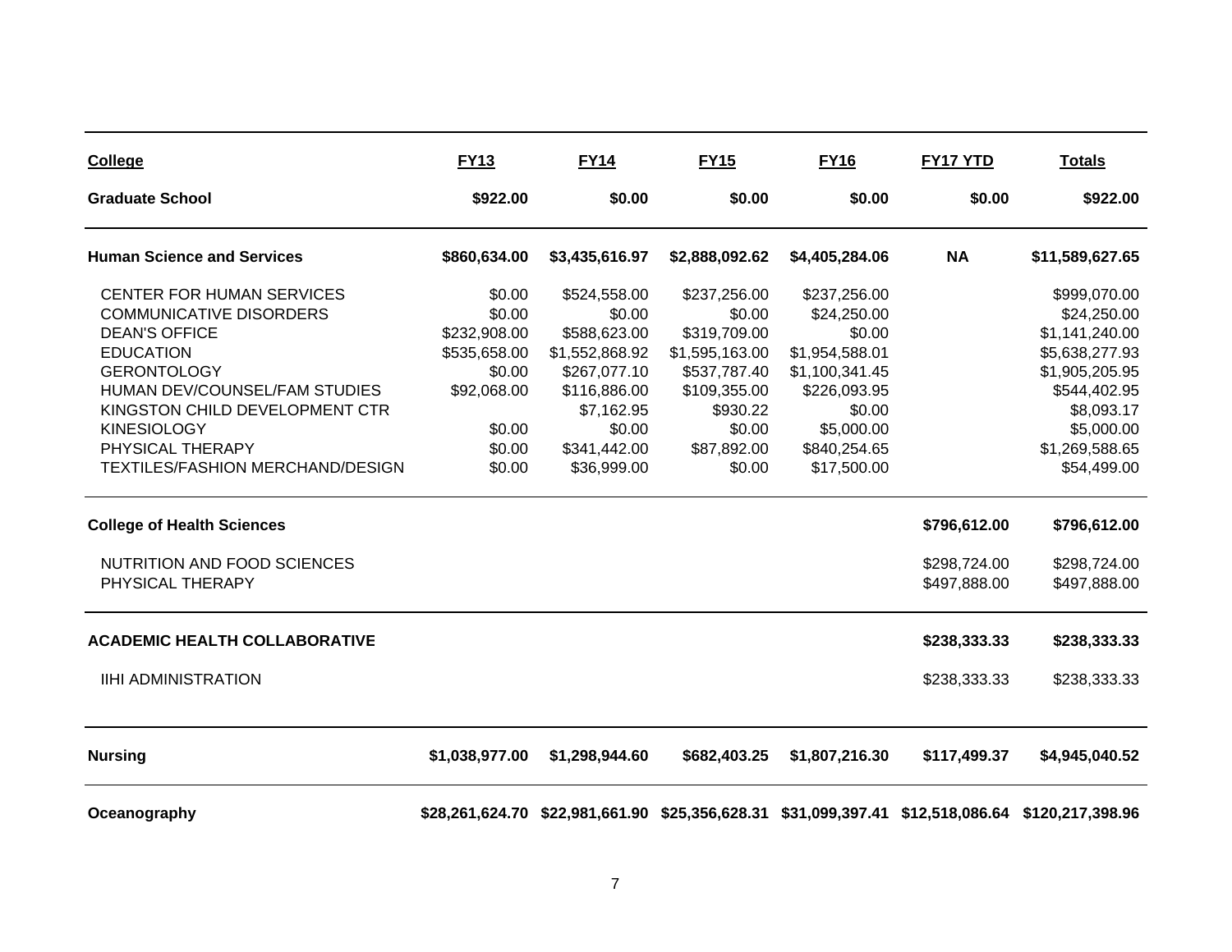| College | FY13 | FY14 | FY15 | FY16 | FY17 YTD | Totals |
|---|---|---|---|---|---|---|
| **Graduate School** | **$922.00** | **$0.00** | **$0.00** | **$0.00** | **$0.00** | **$922.00** |
| **Human Science and Services** | **$860,634.00** | **$3,435,616.97** | **$2,888,092.62** | **$4,405,284.06** | **NA** | **$11,589,627.65** |
| CENTER FOR HUMAN SERVICES | $0.00 | $524,558.00 | $237,256.00 | $237,256.00 | | $999,070.00 |
| COMMUNICATIVE DISORDERS | $0.00 | $0.00 | $0.00 | $24,250.00 | | $24,250.00 |
| DEAN'S OFFICE | $232,908.00 | $588,623.00 | $319,709.00 | $0.00 | | $1,141,240.00 |
| EDUCATION | $535,658.00 | $1,552,868.92 | $1,595,163.00 | $1,954,588.01 | | $5,638,277.93 |
| GERONTOLOGY | $0.00 | $267,077.10 | $537,787.40 | $1,100,341.45 | | $1,905,205.95 |
| HUMAN DEV/COUNSEL/FAM STUDIES | $92,068.00 | $116,886.00 | $109,355.00 | $226,093.95 | | $544,402.95 |
| KINGSTON CHILD DEVELOPMENT CTR | | $7,162.95 | $930.22 | $0.00 | | $8,093.17 |
| KINESIOLOGY | $0.00 | $0.00 | $0.00 | $5,000.00 | | $5,000.00 |
| PHYSICAL THERAPY | $0.00 | $341,442.00 | $87,892.00 | $840,254.65 | | $1,269,588.65 |
| TEXTILES/FASHION MERCHAND/DESIGN | $0.00 | $36,999.00 | $0.00 | $17,500.00 | | $54,499.00 |
| **College of Health Sciences** | | | | | **$796,612.00** | **$796,612.00** |
| NUTRITION AND FOOD SCIENCES | | | | | $298,724.00 | $298,724.00 |
| PHYSICAL THERAPY | | | | | $497,888.00 | $497,888.00 |
| **ACADEMIC HEALTH COLLABORATIVE** | | | | | **$238,333.33** | **$238,333.33** |
| IIHI ADMINISTRATION | | | | | $238,333.33 | $238,333.33 |
| **Nursing** | **$1,038,977.00** | **$1,298,944.60** | **$682,403.25** | **$1,807,216.30** | **$117,499.37** | **$4,945,040.52** |
| **Oceanography** | **$28,261,624.70** | **$22,981,661.90** | **$25,356,628.31** | **$31,099,397.41** | **$12,518,086.64** | **$120,217,398.96** |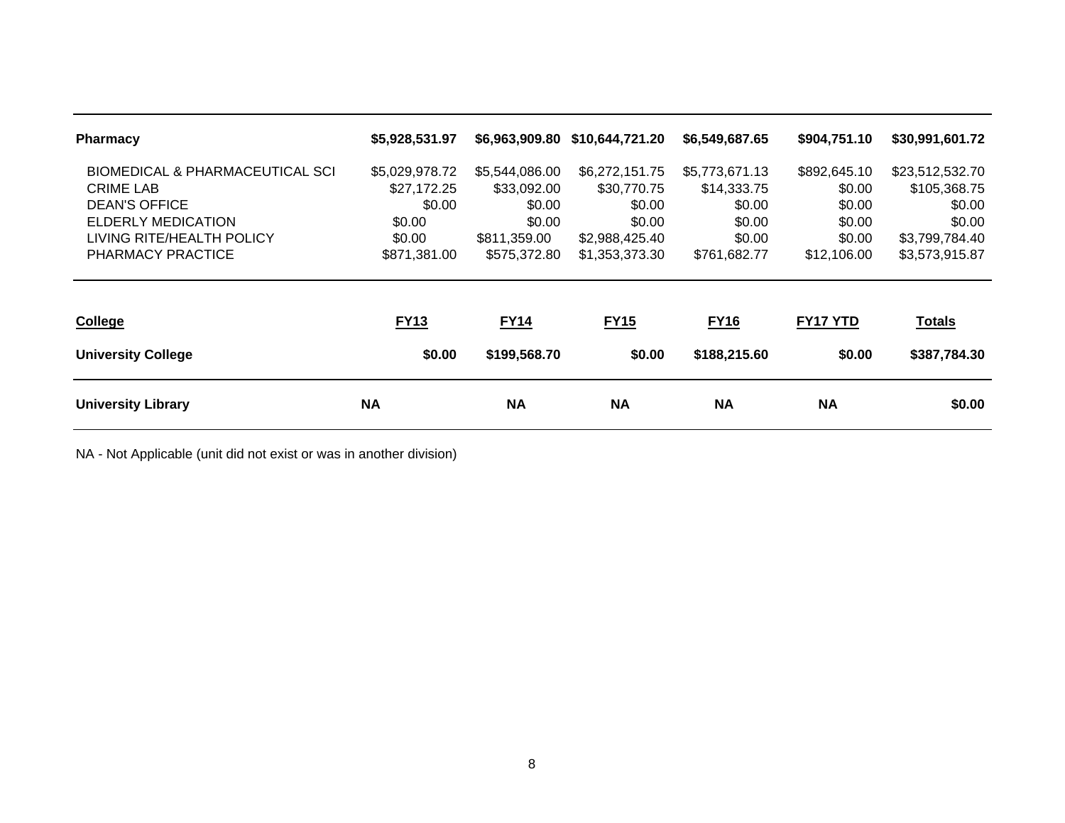| College | FY13 | FY14 | FY15 | FY16 | FY17 YTD | Totals |
|---|---|---|---|---|---|---|
| **Pharmacy** | **$5,928,531.97** | **$6,963,909.80** | **$10,644,721.20** | **$6,549,687.65** | **$904,751.10** | **$30,991,601.72** |
| BIOMEDICAL & PHARMACEUTICAL SCI | $5,029,978.72 | $5,544,086.00 | $6,272,151.75 | $5,773,671.13 | $892,645.10 | $23,512,532.70 |
| CRIME LAB | $27,172.25 | $33,092.00 | $30,770.75 | $14,333.75 | $0.00 | $105,368.75 |
| DEAN'S OFFICE | $0.00 | $0.00 | $0.00 | $0.00 | $0.00 | $0.00 |
| ELDERLY MEDICATION | $0.00 | $0.00 | $0.00 | $0.00 | $0.00 | $0.00 |
| LIVING RITE/HEALTH POLICY | $0.00 | $811,359.00 | $2,988,425.40 | $0.00 | $0.00 | $3,799,784.40 |
| PHARMACY PRACTICE | $871,381.00 | $575,372.80 | $1,353,373.30 | $761,682.77 | $12,106.00 | $3,573,915.87 |
| **University College** | **$0.00** | **$199,568.70** | **$0.00** | **$188,215.60** | **$0.00** | **$387,784.30** |
| **University Library** | **NA** | **NA** | **NA** | **NA** | **NA** | **$0.00** |

NA - Not Applicable (unit did not exist or was in another division)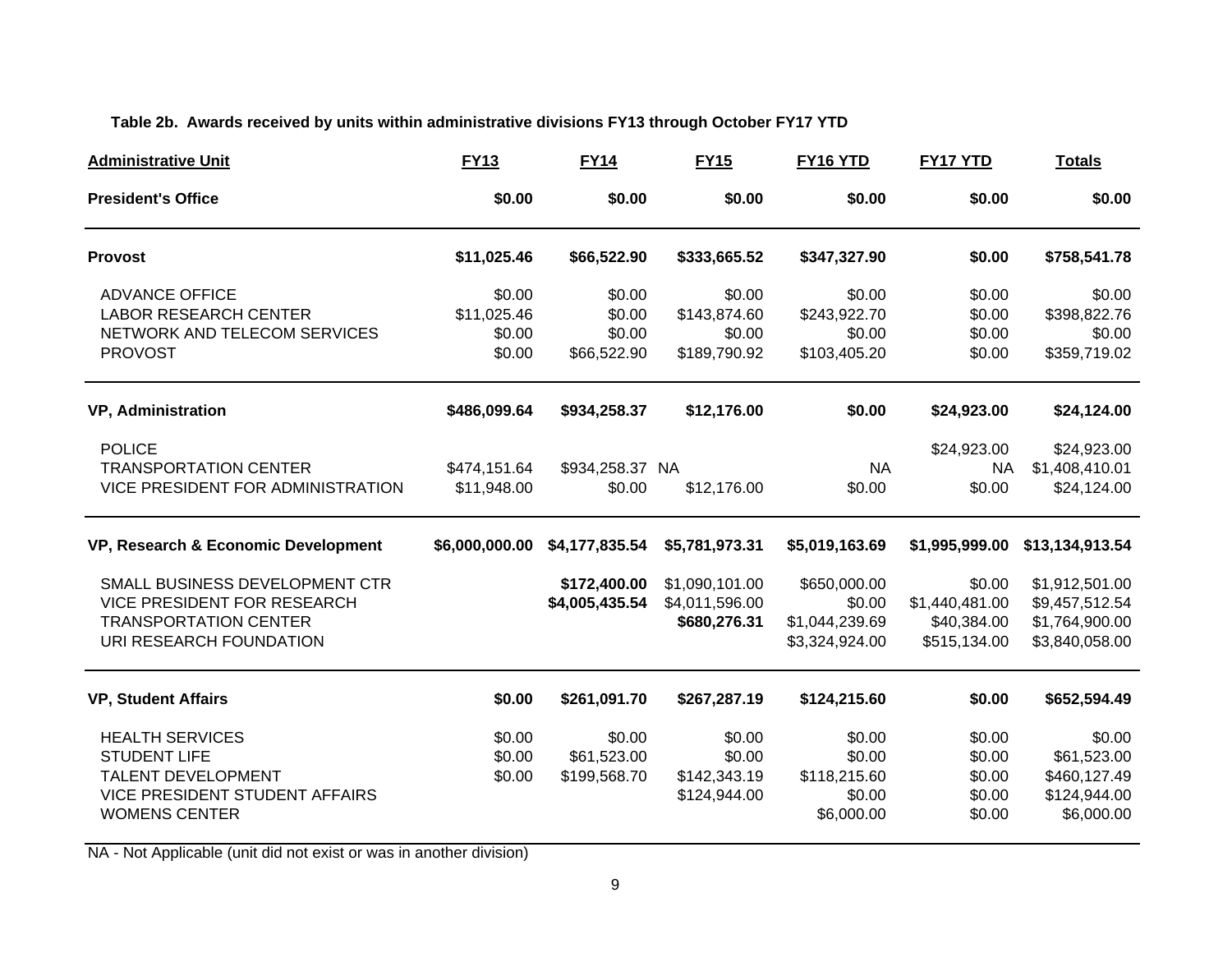**Table 2b. Awards received by units within administrative divisions FY13 through October FY17 YTD**

| Administrative Unit | FY13 | FY14 | FY15 | FY16 YTD | FY17 YTD | Totals |
|---|---|---|---|---|---|---|
| **President's Office** | **$0.00** | **$0.00** | **$0.00** | **$0.00** | **$0.00** | **$0.00** |
| **Provost** | **$11,025.46** | **$66,522.90** | **$333,665.52** | **$347,327.90** | **$0.00** | **$758,541.78** |
| ADVANCE OFFICE | $0.00 | $0.00 | $0.00 | $0.00 | $0.00 | $0.00 |
| LABOR RESEARCH CENTER | $11,025.46 | $0.00 | $143,874.60 | $243,922.70 | $0.00 | $398,822.76 |
| NETWORK AND TELECOM SERVICES | $0.00 | $0.00 | $0.00 | $0.00 | $0.00 | $0.00 |
| PROVOST | $0.00 | $66,522.90 | $189,790.92 | $103,405.20 | $0.00 | $359,719.02 |
| **VP, Administration** | **$486,099.64** | **$934,258.37** | **$12,176.00** | **$0.00** | **$24,923.00** | **$24,124.00** |
| POLICE | | | | | $24,923.00 | $24,923.00 |
| TRANSPORTATION CENTER | $474,151.64 | $934,258.37 | NA | NA | NA | $1,408,410.01 |
| VICE PRESIDENT FOR ADMINISTRATION | $11,948.00 | $0.00 | $12,176.00 | $0.00 | $0.00 | $24,124.00 |
| **VP, Research & Economic Development** | **$6,000,000.00** | **$4,177,835.54** | **$5,781,973.31** | **$5,019,163.69** | **$1,995,999.00** | **$13,134,913.54** |
| SMALL BUSINESS DEVELOPMENT CTR | | **$172,400.00** | $1,090,101.00 | $650,000.00 | $0.00 | $1,912,501.00 |
| VICE PRESIDENT FOR RESEARCH | | **$4,005,435.54** | $4,011,596.00 | $0.00 | $1,440,481.00 | $9,457,512.54 |
| TRANSPORTATION CENTER | | | **$680,276.31** | $1,044,239.69 | $40,384.00 | $1,764,900.00 |
| URI RESEARCH FOUNDATION | | | | $3,324,924.00 | $515,134.00 | $3,840,058.00 |
| **VP, Student Affairs** | **$0.00** | **$261,091.70** | **$267,287.19** | **$124,215.60** | **$0.00** | **$652,594.49** |
| HEALTH SERVICES | $0.00 | $0.00 | $0.00 | $0.00 | $0.00 | $0.00 |
| STUDENT LIFE | $0.00 | $61,523.00 | $0.00 | $0.00 | $0.00 | $61,523.00 |
| TALENT DEVELOPMENT | $0.00 | $199,568.70 | $142,343.19 | $118,215.60 | $0.00 | $460,127.49 |
| VICE PRESIDENT STUDENT AFFAIRS | | | $124,944.00 | $0.00 | $0.00 | $124,944.00 |
| WOMENS CENTER | | | | $6,000.00 | $0.00 | $6,000.00 |

NA - Not Applicable (unit did not exist or was in another division)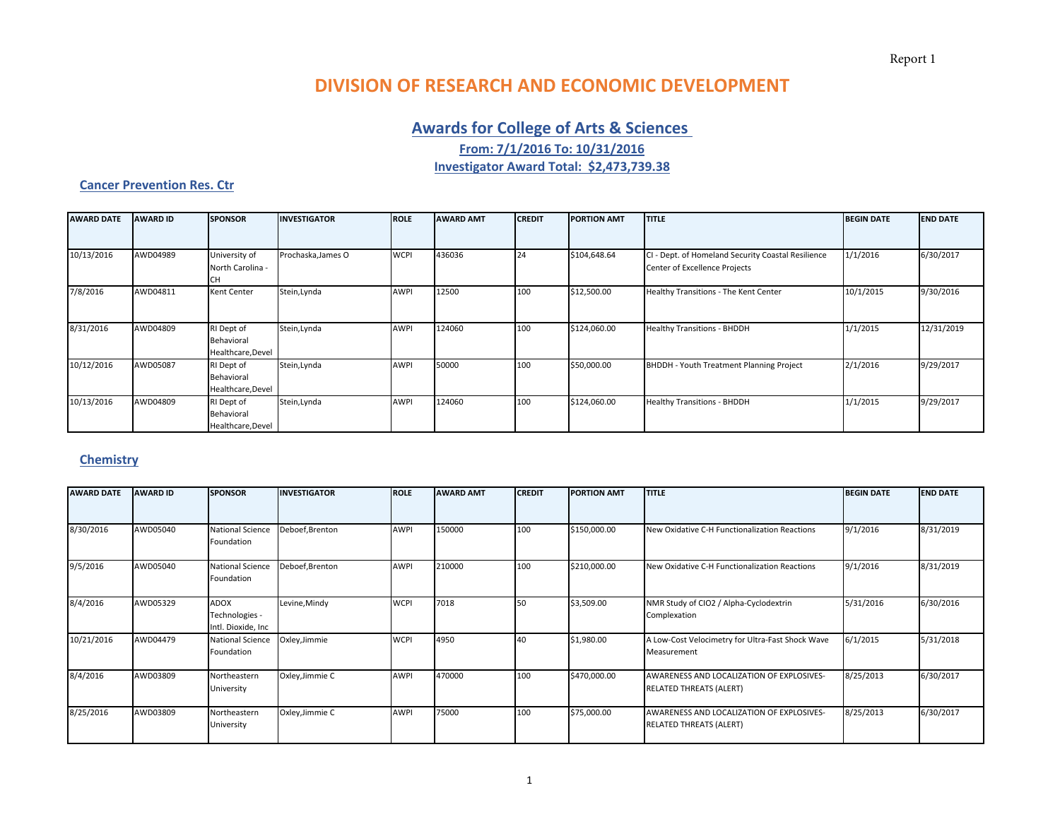Report 1

# DIVISION OF RESEARCH AND ECONOMIC DEVELOPMENT

## Awards for College of Arts & Sciences

**From: 7/1/2016 To: 10/31/2016**

**Investigator Award Total: $2,473,739.38**

### Cancer Prevention Res. Ctr

| AWARD DATE | AWARD ID | SPONSOR | INVESTIGATOR | ROLE | AWARD AMT | CREDIT | PORTION AMT | TITLE | BEGIN DATE | END DATE |
|---|---|---|---|---|---|---|---|---|---|---|
| 10/13/2016 | AWD04989 | University of North Carolina - CH | Prochaska,James O | WCPI | 436036 | 24 | $104,648.64 | CI - Dept. of Homeland Security Coastal Resilience Center of Excellence Projects | 1/1/2016 | 6/30/2017 |
| 7/8/2016 | AWD04811 | Kent Center | Stein,Lynda | AWPI | 12500 | 100 | $12,500.00 | Healthy Transitions - The Kent Center | 10/1/2015 | 9/30/2016 |
| 8/31/2016 | AWD04809 | RI Dept of Behavioral Healthcare,Devel | Stein,Lynda | AWPI | 124060 | 100 | $124,060.00 | Healthy Transitions - BHDDH | 1/1/2015 | 12/31/2019 |
| 10/12/2016 | AWD05087 | RI Dept of Behavioral Healthcare,Devel | Stein,Lynda | AWPI | 50000 | 100 | $50,000.00 | BHDDH - Youth Treatment Planning Project | 2/1/2016 | 9/29/2017 |
| 10/13/2016 | AWD04809 | RI Dept of Behavioral Healthcare,Devel | Stein,Lynda | AWPI | 124060 | 100 | $124,060.00 | Healthy Transitions - BHDDH | 1/1/2015 | 9/29/2017 |

### Chemistry

| AWARD DATE | AWARD ID | SPONSOR | INVESTIGATOR | ROLE | AWARD AMT | CREDIT | PORTION AMT | TITLE | BEGIN DATE | END DATE |
|---|---|---|---|---|---|---|---|---|---|---|
| 8/30/2016 | AWD05040 | National Science Foundation | Deboef,Brenton | AWPI | 150000 | 100 | $150,000.00 | New Oxidative C-H Functionalization Reactions | 9/1/2016 | 8/31/2019 |
| 9/5/2016 | AWD05040 | National Science Foundation | Deboef,Brenton | AWPI | 210000 | 100 | $210,000.00 | New Oxidative C-H Functionalization Reactions | 9/1/2016 | 8/31/2019 |
| 8/4/2016 | AWD05329 | ADOX Technologies - Intl. Dioxide, Inc | Levine,Mindy | WCPI | 7018 | 50 | $3,509.00 | NMR Study of ClO2 / Alpha-Cyclodextrin Complexation | 5/31/2016 | 6/30/2016 |
| 10/21/2016 | AWD04479 | National Science Foundation | Oxley,Jimmie | WCPI | 4950 | 40 | $1,980.00 | A Low-Cost Velocimetry for Ultra-Fast Shock Wave Measurement | 6/1/2015 | 5/31/2018 |
| 8/4/2016 | AWD03809 | Northeastern University | Oxley,Jimmie C | AWPI | 470000 | 100 | $470,000.00 | AWARENESS AND LOCALIZATION OF EXPLOSIVES-RELATED THREATS (ALERT) | 8/25/2013 | 6/30/2017 |
| 8/25/2016 | AWD03809 | Northeastern University | Oxley,Jimmie C | AWPI | 75000 | 100 | $75,000.00 | AWARENESS AND LOCALIZATION OF EXPLOSIVES-RELATED THREATS (ALERT) | 8/25/2013 | 6/30/2017 |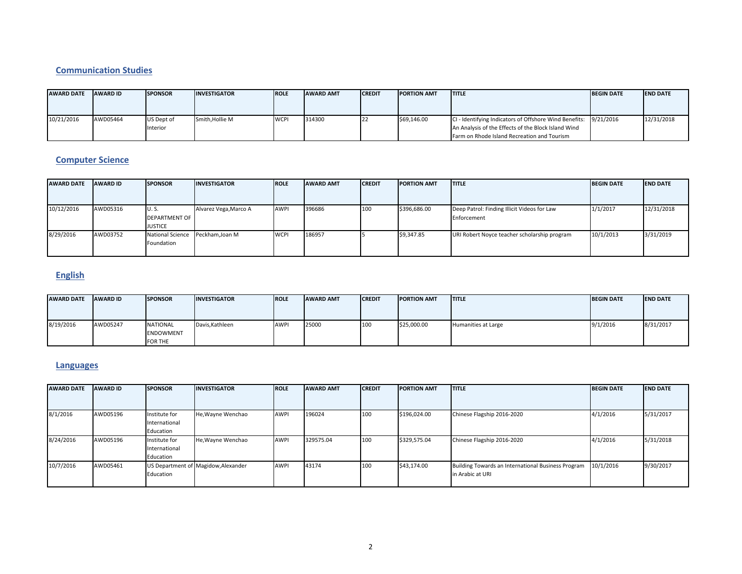## Communication Studies

| AWARD DATE | AWARD ID | SPONSOR | INVESTIGATOR | ROLE | AWARD AMT | CREDIT | PORTION AMT | TITLE | BEGIN DATE | END DATE |
|---|---|---|---|---|---|---|---|---|---|---|
| 10/21/2016 | AWD05464 | US Dept of Interior | Smith,Hollie M | WCPI | 314300 | 22 | $69,146.00 | CI - Identifying Indicators of Offshore Wind Benefits: An Analysis of the Effects of the Block Island Wind Farm on Rhode Island Recreation and Tourism | 9/21/2016 | 12/31/2018 |

## Computer Science

| AWARD DATE | AWARD ID | SPONSOR | INVESTIGATOR | ROLE | AWARD AMT | CREDIT | PORTION AMT | TITLE | BEGIN DATE | END DATE |
|---|---|---|---|---|---|---|---|---|---|---|
| 10/12/2016 | AWD05316 | U. S. DEPARTMENT OF JUSTICE | Alvarez Vega,Marco A | AWPI | 396686 | 100 | $396,686.00 | Deep Patrol: Finding Illicit Videos for Law Enforcement | 1/1/2017 | 12/31/2018 |
| 8/29/2016 | AWD03752 | National Science Foundation | Peckham,Joan M | WCPI | 186957 | 5 | $9,347.85 | URI Robert Noyce teacher scholarship program | 10/1/2013 | 3/31/2019 |

## English

| AWARD DATE | AWARD ID | SPONSOR | INVESTIGATOR | ROLE | AWARD AMT | CREDIT | PORTION AMT | TITLE | BEGIN DATE | END DATE |
|---|---|---|---|---|---|---|---|---|---|---|
| 8/19/2016 | AWD05247 | NATIONAL ENDOWMENT FOR THE | Davis,Kathleen | AWPI | 25000 | 100 | $25,000.00 | Humanities at Large | 9/1/2016 | 8/31/2017 |

## Languages

| AWARD DATE | AWARD ID | SPONSOR | INVESTIGATOR | ROLE | AWARD AMT | CREDIT | PORTION AMT | TITLE | BEGIN DATE | END DATE |
|---|---|---|---|---|---|---|---|---|---|---|
| 8/1/2016 | AWD05196 | Institute for International Education | He,Wayne Wenchao | AWPI | 196024 | 100 | $196,024.00 | Chinese Flagship 2016-2020 | 4/1/2016 | 5/31/2017 |
| 8/24/2016 | AWD05196 | Institute for International Education | He,Wayne Wenchao | AWPI | 329575.04 | 100 | $329,575.04 | Chinese Flagship 2016-2020 | 4/1/2016 | 5/31/2018 |
| 10/7/2016 | AWD05461 | US Department of Education | Magidow,Alexander | AWPI | 43174 | 100 | $43,174.00 | Building Towards an International Business Program in Arabic at URI | 10/1/2016 | 9/30/2017 |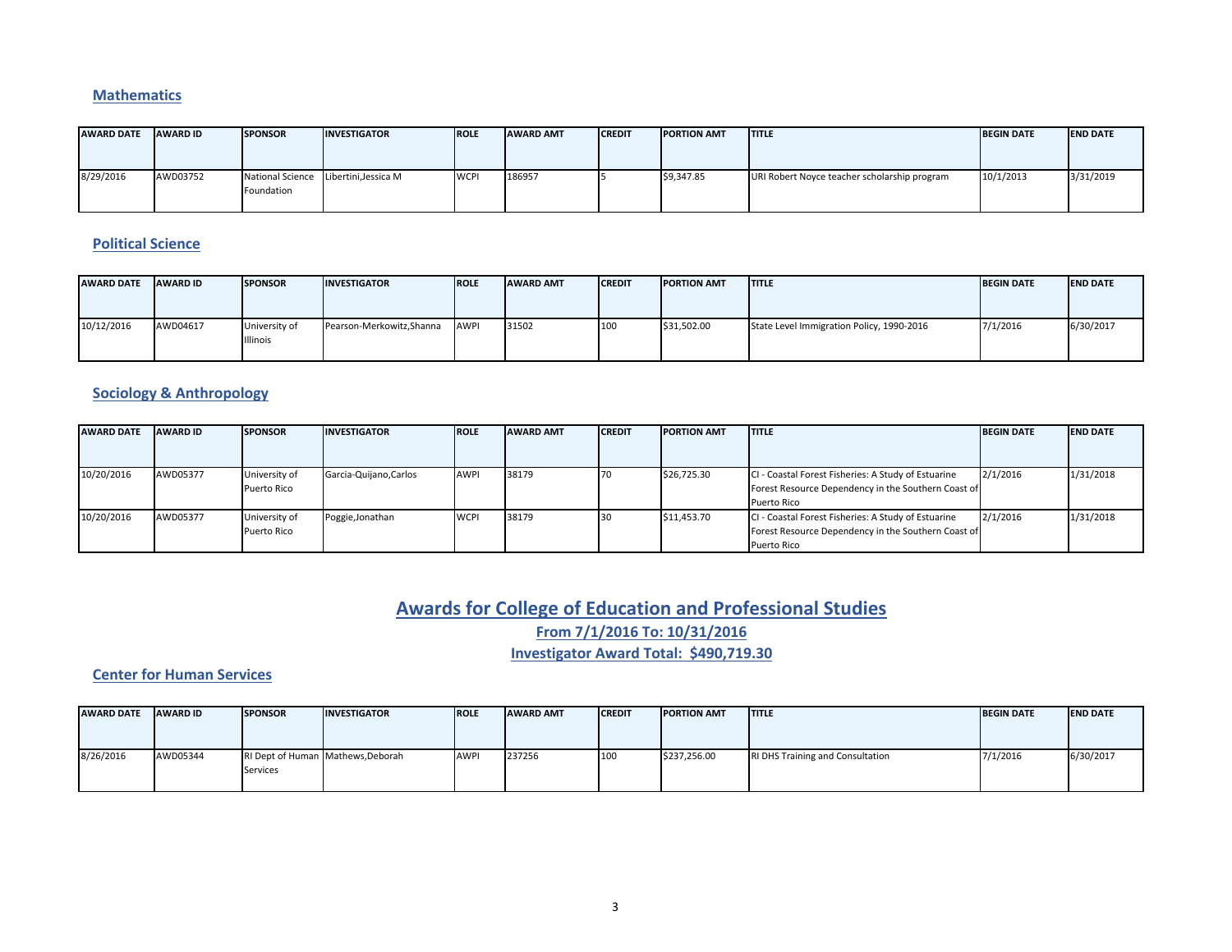### Mathematics

| AWARD DATE | AWARD ID | SPONSOR | INVESTIGATOR | ROLE | AWARD AMT | CREDIT | PORTION AMT | TITLE | BEGIN DATE | END DATE |
|---|---|---|---|---|---|---|---|---|---|---|
| 8/29/2016 | AWD03752 | National Science Foundation | Libertini,Jessica M | WCPI | 186957 | 5 | $9,347.85 | URI Robert Noyce teacher scholarship program | 10/1/2013 | 3/31/2019 |

### Political Science

| AWARD DATE | AWARD ID | SPONSOR | INVESTIGATOR | ROLE | AWARD AMT | CREDIT | PORTION AMT | TITLE | BEGIN DATE | END DATE |
|---|---|---|---|---|---|---|---|---|---|---|
| 10/12/2016 | AWD04617 | University of Illinois | Pearson-Merkowitz,Shanna | AWPI | 31502 | 100 | $31,502.00 | State Level Immigration Policy, 1990-2016 | 7/1/2016 | 6/30/2017 |

### Sociology & Anthropology

| AWARD DATE | AWARD ID | SPONSOR | INVESTIGATOR | ROLE | AWARD AMT | CREDIT | PORTION AMT | TITLE | BEGIN DATE | END DATE |
|---|---|---|---|---|---|---|---|---|---|---|
| 10/20/2016 | AWD05377 | University of Puerto Rico | Garcia-Quijano,Carlos | AWPI | 38179 | 70 | $26,725.30 | CI - Coastal Forest Fisheries: A Study of Estuarine Forest Resource Dependency in the Southern Coast of Puerto Rico | 2/1/2016 | 1/31/2018 |
| 10/20/2016 | AWD05377 | University of Puerto Rico | Poggie,Jonathan | WCPI | 38179 | 30 | $11,453.70 | CI - Coastal Forest Fisheries: A Study of Estuarine Forest Resource Dependency in the Southern Coast of Puerto Rico | 2/1/2016 | 1/31/2018 |

## Awards for College of Education and Professional Studies

**From 7/1/2016 To: 10/31/2016**

**Investigator Award Total: $490,719.30**

### Center for Human Services

| AWARD DATE | AWARD ID | SPONSOR | INVESTIGATOR | ROLE | AWARD AMT | CREDIT | PORTION AMT | TITLE | BEGIN DATE | END DATE |
|---|---|---|---|---|---|---|---|---|---|---|
| 8/26/2016 | AWD05344 | RI Dept of Human Services | Mathews,Deborah | AWPI | 237256 | 100 | $237,256.00 | RI DHS Training and Consultation | 7/1/2016 | 6/30/2017 |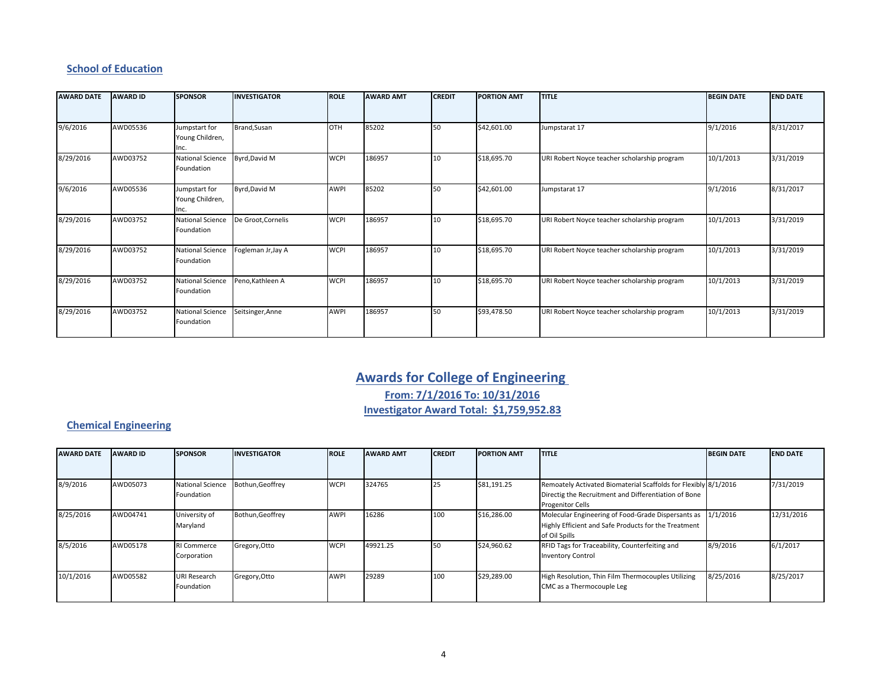### School of Education

| AWARD DATE | AWARD ID | SPONSOR | INVESTIGATOR | ROLE | AWARD AMT | CREDIT | PORTION AMT | TITLE | BEGIN DATE | END DATE |
|---|---|---|---|---|---|---|---|---|---|---|
| 9/6/2016 | AWD05536 | Jumpstart for Young Children, Inc. | Brand,Susan | OTH | 85202 | 50 | $42,601.00 | Jumpstarat 17 | 9/1/2016 | 8/31/2017 |
| 8/29/2016 | AWD03752 | National Science Foundation | Byrd,David M | WCPI | 186957 | 10 | $18,695.70 | URI Robert Noyce teacher scholarship program | 10/1/2013 | 3/31/2019 |
| 9/6/2016 | AWD05536 | Jumpstart for Young Children, Inc. | Byrd,David M | AWPI | 85202 | 50 | $42,601.00 | Jumpstarat 17 | 9/1/2016 | 8/31/2017 |
| 8/29/2016 | AWD03752 | National Science Foundation | De Groot,Cornelis | WCPI | 186957 | 10 | $18,695.70 | URI Robert Noyce teacher scholarship program | 10/1/2013 | 3/31/2019 |
| 8/29/2016 | AWD03752 | National Science Foundation | Fogleman Jr,Jay A | WCPI | 186957 | 10 | $18,695.70 | URI Robert Noyce teacher scholarship program | 10/1/2013 | 3/31/2019 |
| 8/29/2016 | AWD03752 | National Science Foundation | Peno,Kathleen A | WCPI | 186957 | 10 | $18,695.70 | URI Robert Noyce teacher scholarship program | 10/1/2013 | 3/31/2019 |
| 8/29/2016 | AWD03752 | National Science Foundation | Seitsinger,Anne | AWPI | 186957 | 50 | $93,478.50 | URI Robert Noyce teacher scholarship program | 10/1/2013 | 3/31/2019 |

## Awards for College of Engineering

**From: 7/1/2016 To: 10/31/2016**

**Investigator Award Total: $1,759,952.83**

### Chemical Engineering

| AWARD DATE | AWARD ID | SPONSOR | INVESTIGATOR | ROLE | AWARD AMT | CREDIT | PORTION AMT | TITLE | BEGIN DATE | END DATE |
|---|---|---|---|---|---|---|---|---|---|---|
| 8/9/2016 | AWD05073 | National Science Foundation | Bothun,Geoffrey | WCPI | 324765 | 25 | $81,191.25 | Remoately Activated Biomaterial Scaffolds for Flexibly Directig the Recruitment and Differentiation of Bone Progenitor Cells | 8/1/2016 | 7/31/2019 |
| 8/25/2016 | AWD04741 | University of Maryland | Bothun,Geoffrey | AWPI | 16286 | 100 | $16,286.00 | Molecular Engineering of Food-Grade Dispersants as Highly Efficient and Safe Products for the Treatment of Oil Spills | 1/1/2016 | 12/31/2016 |
| 8/5/2016 | AWD05178 | RI Commerce Corporation | Gregory,Otto | WCPI | 49921.25 | 50 | $24,960.62 | RFID Tags for Traceability, Counterfeiting and Inventory Control | 8/9/2016 | 6/1/2017 |
| 10/1/2016 | AWD05582 | URI Research Foundation | Gregory,Otto | AWPI | 29289 | 100 | $29,289.00 | High Resolution, Thin Film Thermocouples Utilizing CMC as a Thermocouple Leg | 8/25/2016 | 8/25/2017 |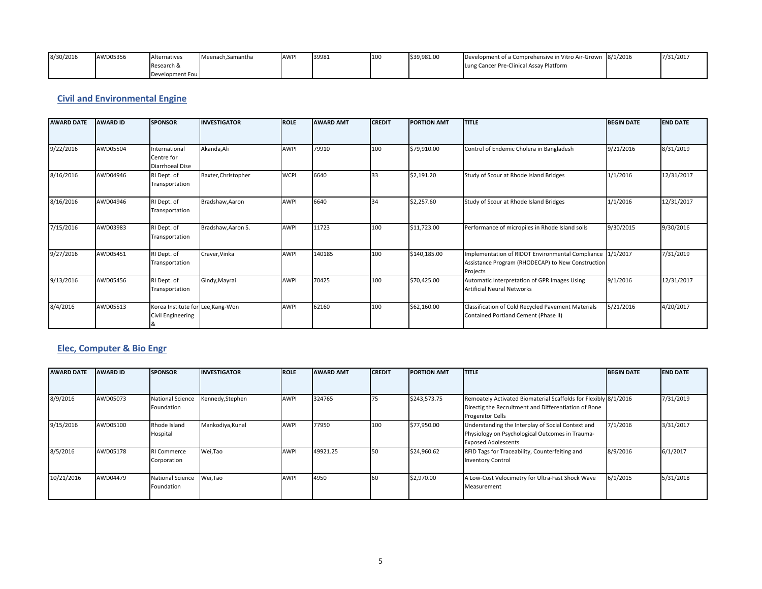| AWARD DATE | AWARD ID | SPONSOR | INVESTIGATOR | ROLE | AWARD AMT | CREDIT | PORTION AMT | TITLE | BEGIN DATE | END DATE |
|---|---|---|---|---|---|---|---|---|---|---|
| 8/30/2016 | AWD05356 | Alternatives Research & Development Fou | Meenach,Samantha | AWPI | 39981 | 100 | $39,981.00 | Development of a Comprehensive in Vitro Air-Grown Lung Cancer Pre-Clinical Assay Platform | 8/1/2016 | 7/31/2017 |

## Civil and Environmental Engine

| AWARD DATE | AWARD ID | SPONSOR | INVESTIGATOR | ROLE | AWARD AMT | CREDIT | PORTION AMT | TITLE | BEGIN DATE | END DATE |
|---|---|---|---|---|---|---|---|---|---|---|
| 9/22/2016 | AWD05504 | International Centre for Diarrhoeal Dise | Akanda,Ali | AWPI | 79910 | 100 | $79,910.00 | Control of Endemic Cholera in Bangladesh | 9/21/2016 | 8/31/2019 |
| 8/16/2016 | AWD04946 | RI Dept. of Transportation | Baxter,Christopher | WCPI | 6640 | 33 | $2,191.20 | Study of Scour at Rhode Island Bridges | 1/1/2016 | 12/31/2017 |
| 8/16/2016 | AWD04946 | RI Dept. of Transportation | Bradshaw,Aaron | AWPI | 6640 | 34 | $2,257.60 | Study of Scour at Rhode Island Bridges | 1/1/2016 | 12/31/2017 |
| 7/15/2016 | AWD03983 | RI Dept. of Transportation | Bradshaw,Aaron S. | AWPI | 11723 | 100 | $11,723.00 | Performance of micropiles in Rhode Island soils | 9/30/2015 | 9/30/2016 |
| 9/27/2016 | AWD05451 | RI Dept. of Transportation | Craver,Vinka | AWPI | 140185 | 100 | $140,185.00 | Implementation of RIDOT Environmental Compliance Assistance Program (RHODECAP) to New Construction Projects | 1/1/2017 | 7/31/2019 |
| 9/13/2016 | AWD05456 | RI Dept. of Transportation | Gindy,Mayrai | AWPI | 70425 | 100 | $70,425.00 | Automatic Interpretation of GPR Images Using Artificial Neural Networks | 9/1/2016 | 12/31/2017 |
| 8/4/2016 | AWD05513 | Korea Institute for Civil Engineering & | Lee,Kang-Won | AWPI | 62160 | 100 | $62,160.00 | Classification of Cold Recycled Pavement Materials Contained Portland Cement (Phase II) | 5/21/2016 | 4/20/2017 |

## Elec, Computer & Bio Engr

| AWARD DATE | AWARD ID | SPONSOR | INVESTIGATOR | ROLE | AWARD AMT | CREDIT | PORTION AMT | TITLE | BEGIN DATE | END DATE |
|---|---|---|---|---|---|---|---|---|---|---|
| 8/9/2016 | AWD05073 | National Science Foundation | Kennedy,Stephen | AWPI | 324765 | 75 | $243,573.75 | Remoately Activated Biomaterial Scaffolds for Flexibly Directig the Recruitment and Differentiation of Bone Progenitor Cells | 8/1/2016 | 7/31/2019 |
| 9/15/2016 | AWD05100 | Rhode Island Hospital | Mankodiya,Kunal | AWPI | 77950 | 100 | $77,950.00 | Understanding the Interplay of Social Context and Physiology on Psychological Outcomes in Trauma-Exposed Adolescents | 7/1/2016 | 3/31/2017 |
| 8/5/2016 | AWD05178 | RI Commerce Corporation | Wei,Tao | AWPI | 49921.25 | 50 | $24,960.62 | RFID Tags for Traceability, Counterfeiting and Inventory Control | 8/9/2016 | 6/1/2017 |
| 10/21/2016 | AWD04479 | National Science Foundation | Wei,Tao | AWPI | 4950 | 60 | $2,970.00 | A Low-Cost Velocimetry for Ultra-Fast Shock Wave Measurement | 6/1/2015 | 5/31/2018 |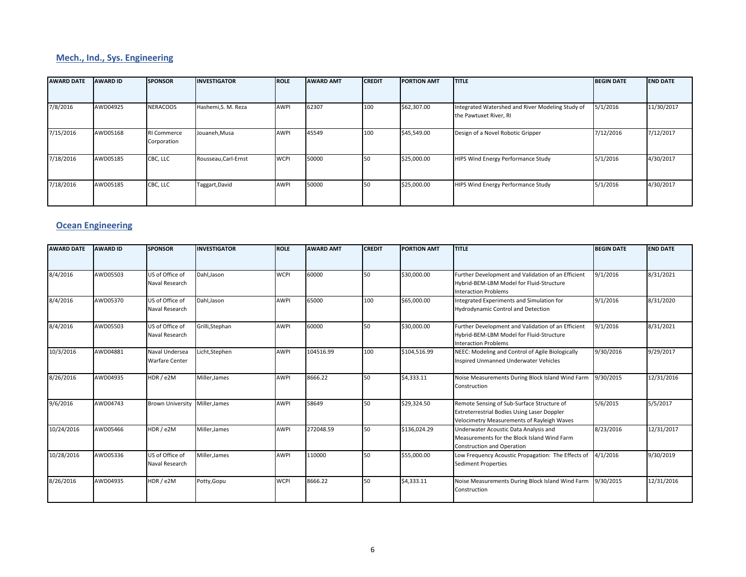## Mech., Ind., Sys. Engineering

| AWARD DATE | AWARD ID | SPONSOR | INVESTIGATOR | ROLE | AWARD AMT | CREDIT | PORTION AMT | TITLE | BEGIN DATE | END DATE |
|---|---|---|---|---|---|---|---|---|---|---|
| 7/8/2016 | AWD04925 | NERACOOS | Hashemi,S. M. Reza | AWPI | 62307 | 100 | $62,307.00 | Integrated Watershed and River Modeling Study of the Pawtuxet River, RI | 5/1/2016 | 11/30/2017 |
| 7/15/2016 | AWD05168 | RI Commerce Corporation | Jouaneh,Musa | AWPI | 45549 | 100 | $45,549.00 | Design of a Novel Robotic Gripper | 7/12/2016 | 7/12/2017 |
| 7/18/2016 | AWD05185 | CBC, LLC | Rousseau,Carl-Ernst | WCPI | 50000 | 50 | $25,000.00 | HIPS Wind Energy Performance Study | 5/1/2016 | 4/30/2017 |
| 7/18/2016 | AWD05185 | CBC, LLC | Taggart,David | AWPI | 50000 | 50 | $25,000.00 | HIPS Wind Energy Performance Study | 5/1/2016 | 4/30/2017 |

## Ocean Engineering

| AWARD DATE | AWARD ID | SPONSOR | INVESTIGATOR | ROLE | AWARD AMT | CREDIT | PORTION AMT | TITLE | BEGIN DATE | END DATE |
|---|---|---|---|---|---|---|---|---|---|---|
| 8/4/2016 | AWD05503 | US of Office of Naval Research | Dahl,Jason | WCPI | 60000 | 50 | $30,000.00 | Further Development and Validation of an Efficient Hybrid-BEM-LBM Model for Fluid-Structure Interaction Problems | 9/1/2016 | 8/31/2021 |
| 8/4/2016 | AWD05370 | US of Office of Naval Research | Dahl,Jason | AWPI | 65000 | 100 | $65,000.00 | Integrated Experiments and Simulation for Hydrodynamic Control and Detection | 9/1/2016 | 8/31/2020 |
| 8/4/2016 | AWD05503 | US of Office of Naval Research | Grilli,Stephan | AWPI | 60000 | 50 | $30,000.00 | Further Development and Validation of an Efficient Hybrid-BEM-LBM Model for Fluid-Structure Interaction Problems | 9/1/2016 | 8/31/2021 |
| 10/3/2016 | AWD04881 | Naval Undersea Warfare Center | Licht,Stephen | AWPI | 104516.99 | 100 | $104,516.99 | NEEC: Modeling and Control of Agile Biologically Inspired Unmanned Underwater Vehicles | 9/30/2016 | 9/29/2017 |
| 8/26/2016 | AWD04935 | HDR / e2M | Miller,James | AWPI | 8666.22 | 50 | $4,333.11 | Noise Measurements During Block Island Wind Farm Construction | 9/30/2015 | 12/31/2016 |
| 9/6/2016 | AWD04743 | Brown University | Miller,James | AWPI | 58649 | 50 | $29,324.50 | Remote Sensing of Sub-Surface Structure of Extreterrestrial Bodies Using Laser Doppler Velocimetry Measurements of Rayleigh Waves | 5/6/2015 | 5/5/2017 |
| 10/24/2016 | AWD05466 | HDR / e2M | Miller,James | AWPI | 272048.59 | 50 | $136,024.29 | Underwater Acoustic Data Analysis and Measurements for the Block Island Wind Farm Construction and Operation | 8/23/2016 | 12/31/2017 |
| 10/28/2016 | AWD05336 | US of Office of Naval Research | Miller,James | AWPI | 110000 | 50 | $55,000.00 | Low Frequency Acoustic Propagation: The Effects of Sediment Properties | 4/1/2016 | 9/30/2019 |
| 8/26/2016 | AWD04935 | HDR / e2M | Potty,Gopu | WCPI | 8666.22 | 50 | $4,333.11 | Noise Measurements During Block Island Wind Farm Construction | 9/30/2015 | 12/31/2016 |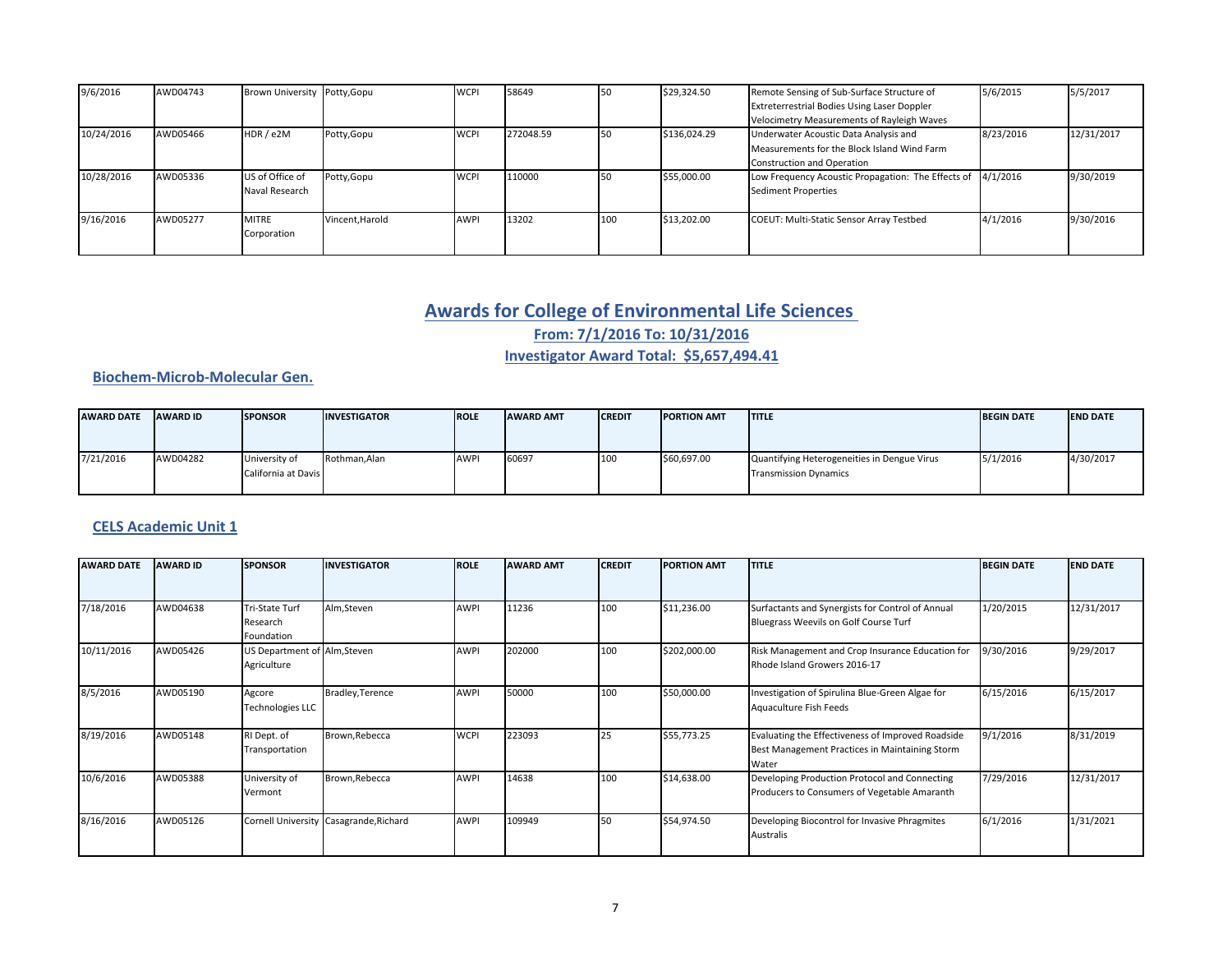| | | | | | | | | | | |
|---|---|---|---|---|---|---|---|---|---|---|
| 9/6/2016 | AWD04743 | Brown University | Potty,Gopu | WCPI | 58649 | 50 | $29,324.50 | Remote Sensing of Sub-Surface Structure of Extreterrestrial Bodies Using Laser Doppler Velocimetry Measurements of Rayleigh Waves | 5/6/2015 | 5/5/2017 |
| 10/24/2016 | AWD05466 | HDR / e2M | Potty,Gopu | WCPI | 272048.59 | 50 | $136,024.29 | Underwater Acoustic Data Analysis and Measurements for the Block Island Wind Farm Construction and Operation | 8/23/2016 | 12/31/2017 |
| 10/28/2016 | AWD05336 | US of Office of Naval Research | Potty,Gopu | WCPI | 110000 | 50 | $55,000.00 | Low Frequency Acoustic Propagation: The Effects of Sediment Properties | 4/1/2016 | 9/30/2019 |
| 9/16/2016 | AWD05277 | MITRE Corporation | Vincent,Harold | AWPI | 13202 | 100 | $13,202.00 | COEUT: Multi-Static Sensor Array Testbed | 4/1/2016 | 9/30/2016 |

# Awards for College of Environmental Life Sciences

**From: 7/1/2016 To: 10/31/2016**

**Investigator Award Total: $5,657,494.41**

## Biochem-Microb-Molecular Gen.

| AWARD DATE | AWARD ID | SPONSOR | INVESTIGATOR | ROLE | AWARD AMT | CREDIT | PORTION AMT | TITLE | BEGIN DATE | END DATE |
|---|---|---|---|---|---|---|---|---|---|---|
| 7/21/2016 | AWD04282 | University of California at Davis | Rothman,Alan | AWPI | 60697 | 100 | $60,697.00 | Quantifying Heterogeneities in Dengue Virus Transmission Dynamics | 5/1/2016 | 4/30/2017 |

## CELS Academic Unit 1

| AWARD DATE | AWARD ID | SPONSOR | INVESTIGATOR | ROLE | AWARD AMT | CREDIT | PORTION AMT | TITLE | BEGIN DATE | END DATE |
|---|---|---|---|---|---|---|---|---|---|---|
| 7/18/2016 | AWD04638 | Tri-State Turf Research Foundation | Alm,Steven | AWPI | 11236 | 100 | $11,236.00 | Surfactants and Synergists for Control of Annual Bluegrass Weevils on Golf Course Turf | 1/20/2015 | 12/31/2017 |
| 10/11/2016 | AWD05426 | US Department of Agriculture | Alm,Steven | AWPI | 202000 | 100 | $202,000.00 | Risk Management and Crop Insurance Education for Rhode Island Growers 2016-17 | 9/30/2016 | 9/29/2017 |
| 8/5/2016 | AWD05190 | Agcore Technologies LLC | Bradley,Terence | AWPI | 50000 | 100 | $50,000.00 | Investigation of Spirulina Blue-Green Algae for Aquaculture Fish Feeds | 6/15/2016 | 6/15/2017 |
| 8/19/2016 | AWD05148 | RI Dept. of Transportation | Brown,Rebecca | WCPI | 223093 | 25 | $55,773.25 | Evaluating the Effectiveness of Improved Roadside Best Management Practices in Maintaining Storm Water | 9/1/2016 | 8/31/2019 |
| 10/6/2016 | AWD05388 | University of Vermont | Brown,Rebecca | AWPI | 14638 | 100 | $14,638.00 | Developing Production Protocol and Connecting Producers to Consumers of Vegetable Amaranth | 7/29/2016 | 12/31/2017 |
| 8/16/2016 | AWD05126 | Cornell University | Casagrande,Richard | AWPI | 109949 | 50 | $54,974.50 | Developing Biocontrol for Invasive Phragmites Australis | 6/1/2016 | 1/31/2021 |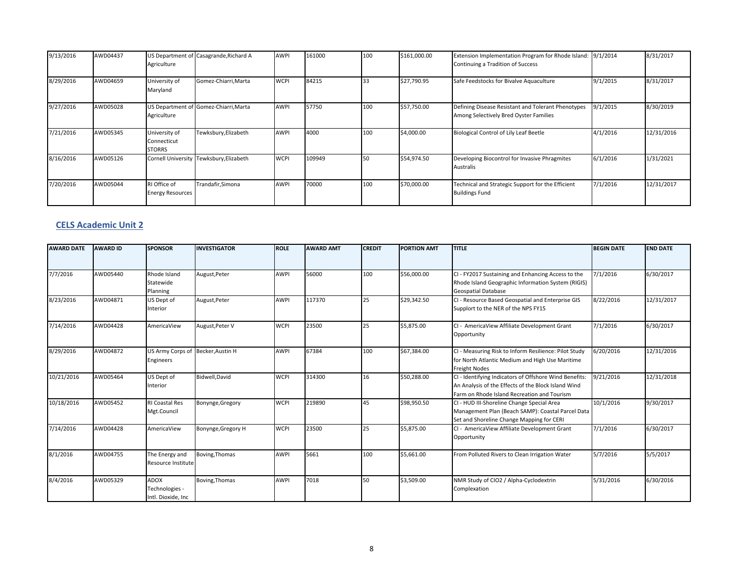| 9/13/2016 | AWD04437 | US Department of Agriculture | Casagrande,Richard A | AWPI | 161000 | 100 | $161,000.00 | Extension Implementation Program for Rhode Island: Continuing a Tradition of Success | 9/1/2014 | 8/31/2017 |
|---|---|---|---|---|---|---|---|---|---|---|
| 8/29/2016 | AWD04659 | University of Maryland | Gomez-Chiarri,Marta | WCPI | 84215 | 33 | $27,790.95 | Safe Feedstocks for Bivalve Aquaculture | 9/1/2015 | 8/31/2017 |
| 9/27/2016 | AWD05028 | US Department of Agriculture | Gomez-Chiarri,Marta | AWPI | 57750 | 100 | $57,750.00 | Defining Disease Resistant and Tolerant Phenotypes Among Selectively Bred Oyster Families | 9/1/2015 | 8/30/2019 |
| 7/21/2016 | AWD05345 | University of Connecticut STORRS | Tewksbury,Elizabeth | AWPI | 4000 | 100 | $4,000.00 | Biological Control of Lily Leaf Beetle | 4/1/2016 | 12/31/2016 |
| 8/16/2016 | AWD05126 | Cornell University | Tewksbury,Elizabeth | WCPI | 109949 | 50 | $54,974.50 | Developing Biocontrol for Invasive Phragmites Australis | 6/1/2016 | 1/31/2021 |
| 7/20/2016 | AWD05044 | RI Office of Energy Resources | Trandafir,Simona | AWPI | 70000 | 100 | $70,000.00 | Technical and Strategic Support for the Efficient Buildings Fund | 7/1/2016 | 12/31/2017 |

## CELS Academic Unit 2

| AWARD DATE | AWARD ID | SPONSOR | INVESTIGATOR | ROLE | AWARD AMT | CREDIT | PORTION AMT | TITLE | BEGIN DATE | END DATE |
|---|---|---|---|---|---|---|---|---|---|---|
| 7/7/2016 | AWD05440 | Rhode Island Statewide Planning | August,Peter | AWPI | 56000 | 100 | $56,000.00 | CI - FY2017 Sustaining and Enhancing Access to the Rhode Island Geographic Information System (RIGIS) Geospatial Database | 7/1/2016 | 6/30/2017 |
| 8/23/2016 | AWD04871 | US Dept of Interior | August,Peter | AWPI | 117370 | 25 | $29,342.50 | CI - Resource Based Geospatial and Enterprise GIS Supplort to the NER of the NPS FY15 | 8/22/2016 | 12/31/2017 |
| 7/14/2016 | AWD04428 | AmericaView | August,Peter V | WCPI | 23500 | 25 | $5,875.00 | CI - AmericaView Affiliate Development Grant Opportunity | 7/1/2016 | 6/30/2017 |
| 8/29/2016 | AWD04872 | US Army Corps of Engineers | Becker,Austin H | AWPI | 67384 | 100 | $67,384.00 | CI - Measuring Risk to Inform Resilience: Pilot Study for North Atlantic Medium and High Use Maritime Freight Nodes | 6/20/2016 | 12/31/2016 |
| 10/21/2016 | AWD05464 | US Dept of Interior | Bidwell,David | WCPI | 314300 | 16 | $50,288.00 | CI - Identifying Indicators of Offshore Wind Benefits: An Analysis of the Effects of the Block Island Wind Farm on Rhode Island Recreation and Tourism | 9/21/2016 | 12/31/2018 |
| 10/18/2016 | AWD05452 | RI Coastal Res Mgt.Council | Bonynge,Gregory | WCPI | 219890 | 45 | $98,950.50 | CI - HUD III-Shoreline Change Special Area Management Plan (Beach SAMP): Coastal Parcel Data Set and Shoreline Change Mapping for CERI | 10/1/2016 | 9/30/2017 |
| 7/14/2016 | AWD04428 | AmericaView | Bonynge,Gregory H | WCPI | 23500 | 25 | $5,875.00 | CI - AmericaView Affiliate Development Grant Opportunity | 7/1/2016 | 6/30/2017 |
| 8/1/2016 | AWD04755 | The Energy and Resource Institute | Boving,Thomas | AWPI | 5661 | 100 | $5,661.00 | From Polluted Rivers to Clean Irrigation Water | 5/7/2016 | 5/5/2017 |
| 8/4/2016 | AWD05329 | ADOX Technologies - Intl. Dioxide, Inc | Boving,Thomas | AWPI | 7018 | 50 | $3,509.00 | NMR Study of ClO2 / Alpha-Cyclodextrin Complexation | 5/31/2016 | 6/30/2016 |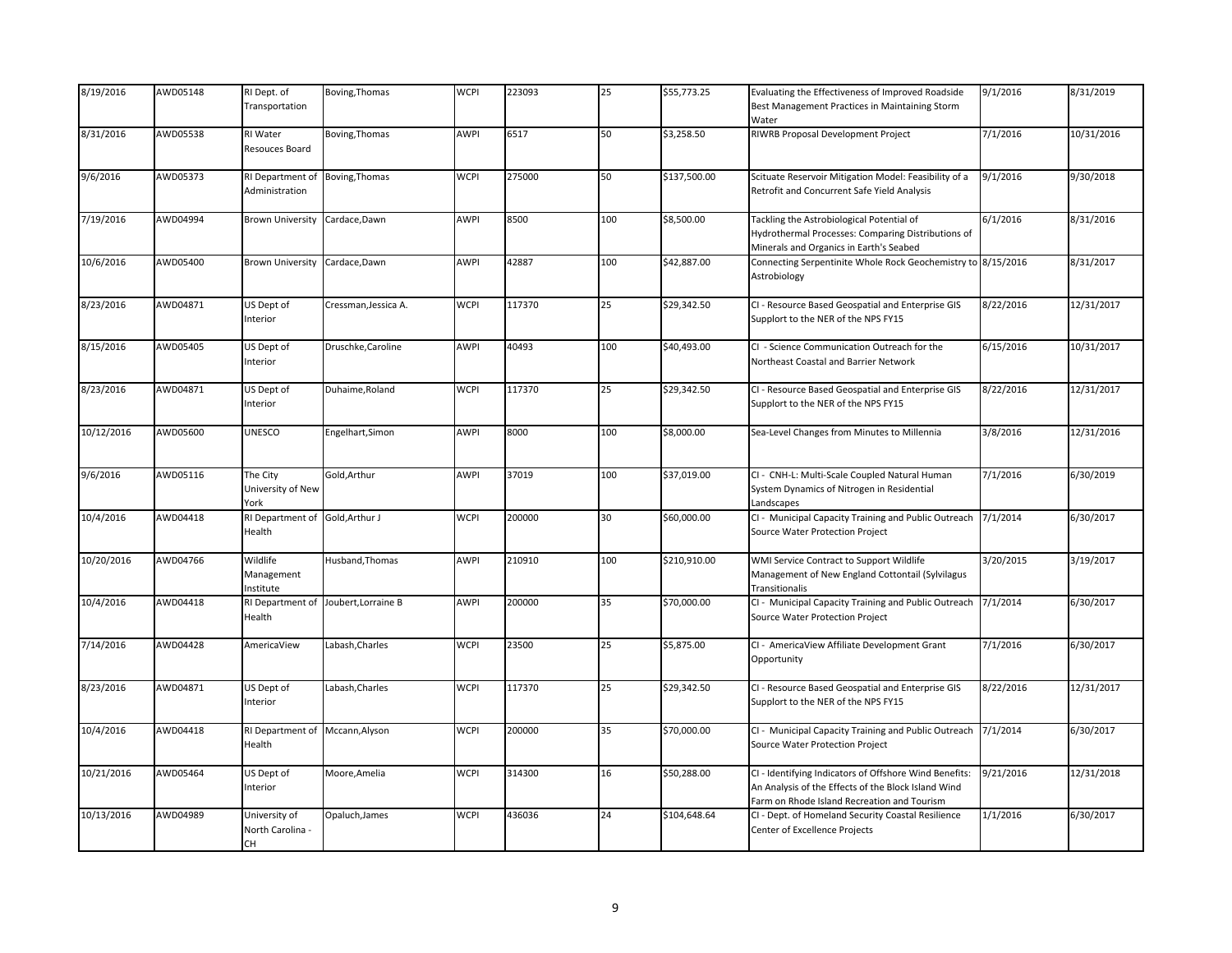| | | | | | | | | | | |
|---|---|---|---|---|---|---|---|---|---|---|
| 8/19/2016 | AWD05148 | RI Dept. of Transportation | Boving,Thomas | WCPI | 223093 | 25 | $55,773.25 | Evaluating the Effectiveness of Improved Roadside Best Management Practices in Maintaining Storm Water | 9/1/2016 | 8/31/2019 |
| 8/31/2016 | AWD05538 | RI Water Resouces Board | Boving,Thomas | AWPI | 6517 | 50 | $3,258.50 | RIWRB Proposal Development Project | 7/1/2016 | 10/31/2016 |
| 9/6/2016 | AWD05373 | RI Department of Administration | Boving,Thomas | WCPI | 275000 | 50 | $137,500.00 | Scituate Reservoir Mitigation Model: Feasibility of a Retrofit and Concurrent Safe Yield Analysis | 9/1/2016 | 9/30/2018 |
| 7/19/2016 | AWD04994 | Brown University | Cardace,Dawn | AWPI | 8500 | 100 | $8,500.00 | Tackling the Astrobiological Potential of Hydrothermal Processes: Comparing Distributions of Minerals and Organics in Earth's Seabed | 6/1/2016 | 8/31/2016 |
| 10/6/2016 | AWD05400 | Brown University | Cardace,Dawn | AWPI | 42887 | 100 | $42,887.00 | Connecting Serpentinite Whole Rock Geochemistry to Astrobiology | 8/15/2016 | 8/31/2017 |
| 8/23/2016 | AWD04871 | US Dept of Interior | Cressman,Jessica A. | WCPI | 117370 | 25 | $29,342.50 | CI - Resource Based Geospatial and Enterprise GIS Supplort to the NER of the NPS FY15 | 8/22/2016 | 12/31/2017 |
| 8/15/2016 | AWD05405 | US Dept of Interior | Druschke,Caroline | AWPI | 40493 | 100 | $40,493.00 | CI - Science Communication Outreach for the Northeast Coastal and Barrier Network | 6/15/2016 | 10/31/2017 |
| 8/23/2016 | AWD04871 | US Dept of Interior | Duhaime,Roland | WCPI | 117370 | 25 | $29,342.50 | CI - Resource Based Geospatial and Enterprise GIS Supplort to the NER of the NPS FY15 | 8/22/2016 | 12/31/2017 |
| 10/12/2016 | AWD05600 | UNESCO | Engelhart,Simon | AWPI | 8000 | 100 | $8,000.00 | Sea-Level Changes from Minutes to Millennia | 3/8/2016 | 12/31/2016 |
| 9/6/2016 | AWD05116 | The City University of New York | Gold,Arthur | AWPI | 37019 | 100 | $37,019.00 | CI - CNH-L: Multi-Scale Coupled Natural Human System Dynamics of Nitrogen in Residential Landscapes | 7/1/2016 | 6/30/2019 |
| 10/4/2016 | AWD04418 | RI Department of Health | Gold,Arthur J | WCPI | 200000 | 30 | $60,000.00 | CI - Municipal Capacity Training and Public Outreach Source Water Protection Project | 7/1/2014 | 6/30/2017 |
| 10/20/2016 | AWD04766 | Wildlife Management Institute | Husband,Thomas | AWPI | 210910 | 100 | $210,910.00 | WMI Service Contract to Support Wildlife Management of New England Cottontail (Sylvilagus Transitionalis | 3/20/2015 | 3/19/2017 |
| 10/4/2016 | AWD04418 | RI Department of Health | Joubert,Lorraine B | AWPI | 200000 | 35 | $70,000.00 | CI - Municipal Capacity Training and Public Outreach Source Water Protection Project | 7/1/2014 | 6/30/2017 |
| 7/14/2016 | AWD04428 | AmericaView | Labash,Charles | WCPI | 23500 | 25 | $5,875.00 | CI - AmericaView Affiliate Development Grant Opportunity | 7/1/2016 | 6/30/2017 |
| 8/23/2016 | AWD04871 | US Dept of Interior | Labash,Charles | WCPI | 117370 | 25 | $29,342.50 | CI - Resource Based Geospatial and Enterprise GIS Supplort to the NER of the NPS FY15 | 8/22/2016 | 12/31/2017 |
| 10/4/2016 | AWD04418 | RI Department of Health | Mccann,Alyson | WCPI | 200000 | 35 | $70,000.00 | CI - Municipal Capacity Training and Public Outreach Source Water Protection Project | 7/1/2014 | 6/30/2017 |
| 10/21/2016 | AWD05464 | US Dept of Interior | Moore,Amelia | WCPI | 314300 | 16 | $50,288.00 | CI - Identifying Indicators of Offshore Wind Benefits: An Analysis of the Effects of the Block Island Wind Farm on Rhode Island Recreation and Tourism | 9/21/2016 | 12/31/2018 |
| 10/13/2016 | AWD04989 | University of North Carolina - CH | Opaluch,James | WCPI | 436036 | 24 | $104,648.64 | CI - Dept. of Homeland Security Coastal Resilience Center of Excellence Projects | 1/1/2016 | 6/30/2017 |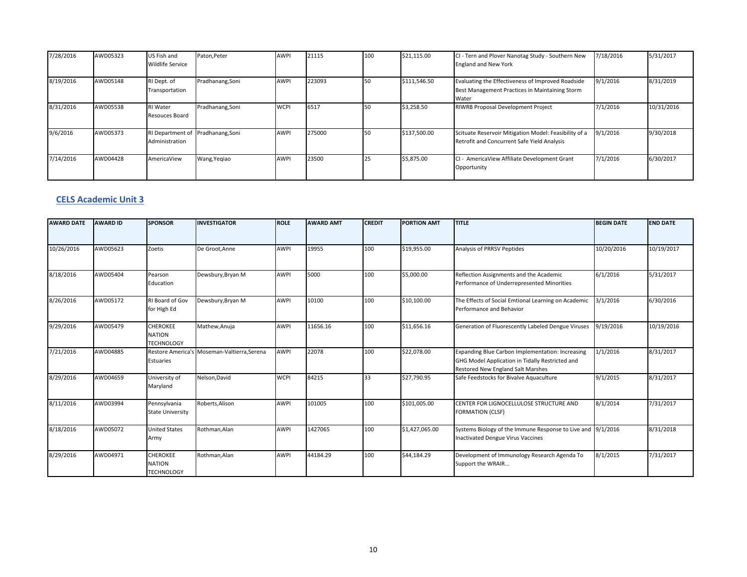| | | | | | | | | | | |
|---|---|---|---|---|---|---|---|---|---|---|
| 7/28/2016 | AWD05323 | US Fish and Wildlife Service | Paton,Peter | AWPI | 21115 | 100 | $21,115.00 | CI - Tern and Plover Nanotag Study - Southern New England and New York | 7/18/2016 | 5/31/2017 |
| 8/19/2016 | AWD05148 | RI Dept. of Transportation | Pradhanang,Soni | AWPI | 223093 | 50 | $111,546.50 | Evaluating the Effectiveness of Improved Roadside Best Management Practices in Maintaining Storm Water | 9/1/2016 | 8/31/2019 |
| 8/31/2016 | AWD05538 | RI Water Resouces Board | Pradhanang,Soni | WCPI | 6517 | 50 | $3,258.50 | RIWRB Proposal Development Project | 7/1/2016 | 10/31/2016 |
| 9/6/2016 | AWD05373 | RI Department of Administration | Pradhanang,Soni | AWPI | 275000 | 50 | $137,500.00 | Scituate Reservoir Mitigation Model: Feasibility of a Retrofit and Concurrent Safe Yield Analysis | 9/1/2016 | 9/30/2018 |
| 7/14/2016 | AWD04428 | AmericaView | Wang,Yeqiao | AWPI | 23500 | 25 | $5,875.00 | CI - AmericaView Affiliate Development Grant Opportunity | 7/1/2016 | 6/30/2017 |

## CELS Academic Unit 3

| AWARD DATE | AWARD ID | SPONSOR | INVESTIGATOR | ROLE | AWARD AMT | CREDIT | PORTION AMT | TITLE | BEGIN DATE | END DATE |
|---|---|---|---|---|---|---|---|---|---|---|
| 10/26/2016 | AWD05623 | Zoetis | De Groot,Anne | AWPI | 19955 | 100 | $19,955.00 | Analysis of PRRSV Peptides | 10/20/2016 | 10/19/2017 |
| 8/18/2016 | AWD05404 | Pearson Education | Dewsbury,Bryan M | AWPI | 5000 | 100 | $5,000.00 | Reflection Assignments and the Academic Performance of Underrepresented Minorities | 6/1/2016 | 5/31/2017 |
| 8/26/2016 | AWD05172 | RI Board of Gov for High Ed | Dewsbury,Bryan M | AWPI | 10100 | 100 | $10,100.00 | The Effects of Social Emtional Learning on Academic Performance and Behavior | 3/1/2016 | 6/30/2016 |
| 9/29/2016 | AWD05479 | CHEROKEE NATION TECHNOLOGY | Mathew,Anuja | AWPI | 11656.16 | 100 | $11,656.16 | Generation of Fluorescently Labeled Dengue Viruses | 9/19/2016 | 10/19/2016 |
| 7/21/2016 | AWD04885 | Restore America's Estuaries | Moseman-Valtierra,Serena | AWPI | 22078 | 100 | $22,078.00 | Expanding Blue Carbon Implementation: Increasing GHG Model Application in Tidally Restricted and Restored New England Salt Marshes | 1/1/2016 | 8/31/2017 |
| 8/29/2016 | AWD04659 | University of Maryland | Nelson,David | WCPI | 84215 | 33 | $27,790.95 | Safe Feedstocks for Bivalve Aquaculture | 9/1/2015 | 8/31/2017 |
| 8/11/2016 | AWD03994 | Pennsylvania State University | Roberts,Alison | AWPI | 101005 | 100 | $101,005.00 | CENTER FOR LIGNOCELLULOSE STRUCTURE AND FORMATION (CLSF) | 8/1/2014 | 7/31/2017 |
| 8/18/2016 | AWD05072 | United States Army | Rothman,Alan | AWPI | 1427065 | 100 | $1,427,065.00 | Systems Biology of the Immune Response to Live and Inactivated Dengue Virus Vaccines | 9/1/2016 | 8/31/2018 |
| 8/29/2016 | AWD04971 | CHEROKEE NATION TECHNOLOGY | Rothman,Alan | AWPI | 44184.29 | 100 | $44,184.29 | Development of Immunology Research Agenda To Support the WRAIR... | 8/1/2015 | 7/31/2017 |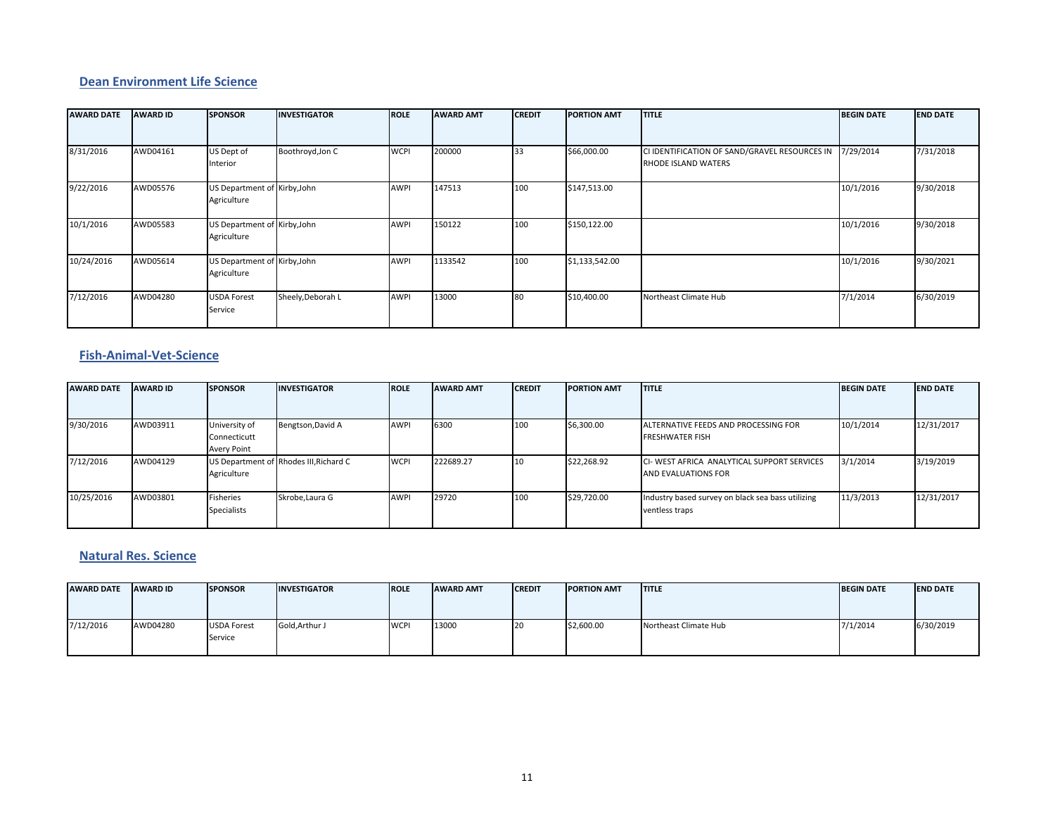## Dean Environment Life Science

| AWARD DATE | AWARD ID | SPONSOR | INVESTIGATOR | ROLE | AWARD AMT | CREDIT | PORTION AMT | TITLE | BEGIN DATE | END DATE |
|---|---|---|---|---|---|---|---|---|---|---|
| 8/31/2016 | AWD04161 | US Dept of Interior | Boothroyd,Jon C | WCPI | 200000 | 33 | $66,000.00 | CI IDENTIFICATION OF SAND/GRAVEL RESOURCES IN RHODE ISLAND WATERS | 7/29/2014 | 7/31/2018 |
| 9/22/2016 | AWD05576 | US Department of Agriculture | Kirby,John | AWPI | 147513 | 100 | $147,513.00 | | 10/1/2016 | 9/30/2018 |
| 10/1/2016 | AWD05583 | US Department of Agriculture | Kirby,John | AWPI | 150122 | 100 | $150,122.00 | | 10/1/2016 | 9/30/2018 |
| 10/24/2016 | AWD05614 | US Department of Agriculture | Kirby,John | AWPI | 1133542 | 100 | $1,133,542.00 | | 10/1/2016 | 9/30/2021 |
| 7/12/2016 | AWD04280 | USDA Forest Service | Sheely,Deborah L | AWPI | 13000 | 80 | $10,400.00 | Northeast Climate Hub | 7/1/2014 | 6/30/2019 |

## Fish-Animal-Vet-Science

| AWARD DATE | AWARD ID | SPONSOR | INVESTIGATOR | ROLE | AWARD AMT | CREDIT | PORTION AMT | TITLE | BEGIN DATE | END DATE |
|---|---|---|---|---|---|---|---|---|---|---|
| 9/30/2016 | AWD03911 | University of Connecticutt Avery Point | Bengtson,David A | AWPI | 6300 | 100 | $6,300.00 | ALTERNATIVE FEEDS AND PROCESSING FOR FRESHWATER FISH | 10/1/2014 | 12/31/2017 |
| 7/12/2016 | AWD04129 | US Department of Agriculture | Rhodes III,Richard C | WCPI | 222689.27 | 10 | $22,268.92 | CI- WEST AFRICA ANALYTICAL SUPPORT SERVICES AND EVALUATIONS FOR | 3/1/2014 | 3/19/2019 |
| 10/25/2016 | AWD03801 | Fisheries Specialists | Skrobe,Laura G | AWPI | 29720 | 100 | $29,720.00 | Industry based survey on black sea bass utilizing ventless traps | 11/3/2013 | 12/31/2017 |

## Natural Res. Science

| AWARD DATE | AWARD ID | SPONSOR | INVESTIGATOR | ROLE | AWARD AMT | CREDIT | PORTION AMT | TITLE | BEGIN DATE | END DATE |
|---|---|---|---|---|---|---|---|---|---|---|
| 7/12/2016 | AWD04280 | USDA Forest Service | Gold,Arthur J | WCPI | 13000 | 20 | $2,600.00 | Northeast Climate Hub | 7/1/2014 | 6/30/2019 |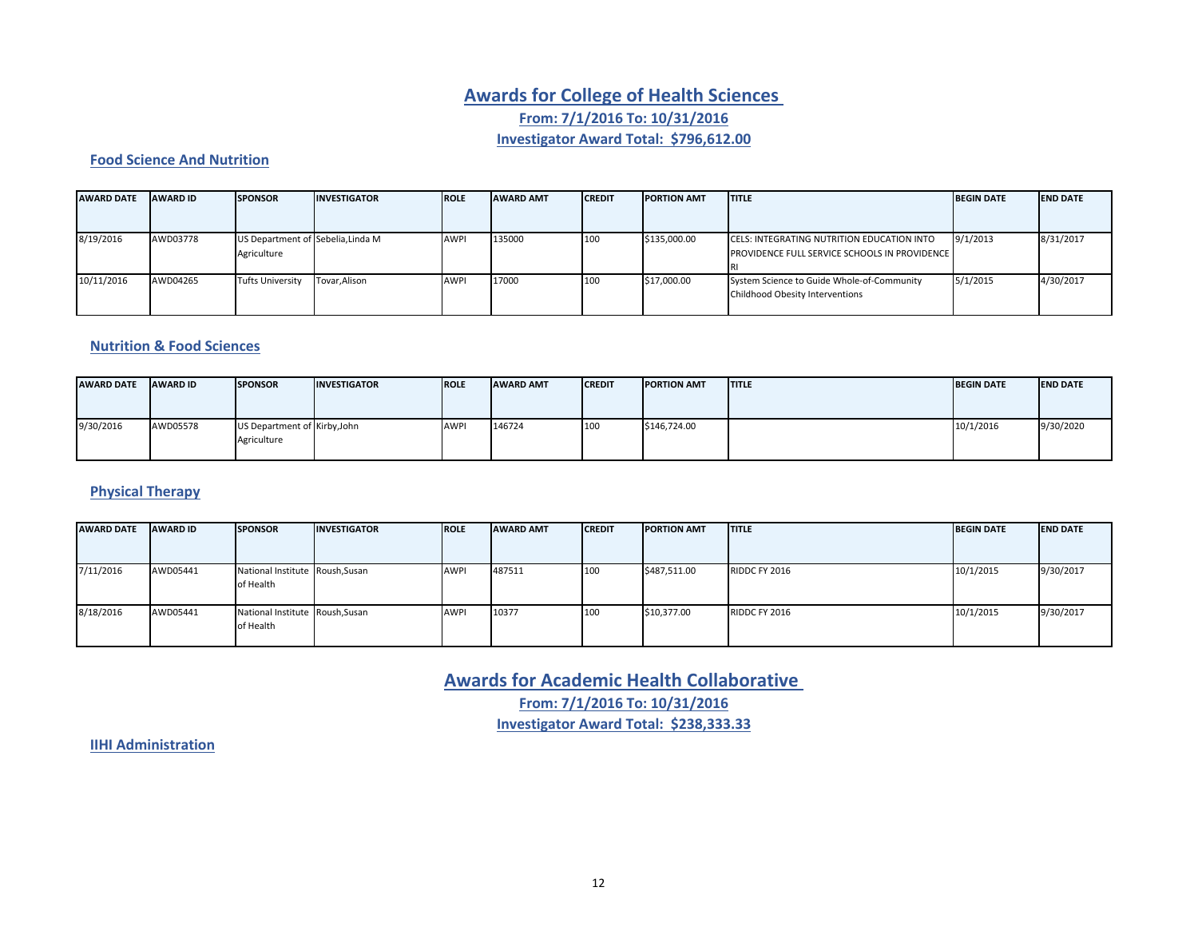# Awards for College of Health Sciences

**From: 7/1/2016 To: 10/31/2016**

**Investigator Award Total: $796,612.00**

### Food Science And Nutrition

| AWARD DATE | AWARD ID | SPONSOR | INVESTIGATOR | ROLE | AWARD AMT | CREDIT | PORTION AMT | TITLE | BEGIN DATE | END DATE |
|---|---|---|---|---|---|---|---|---|---|---|
| 8/19/2016 | AWD03778 | US Department of Agriculture | Sebelia,Linda M | AWPI | 135000 | 100 | $135,000.00 | CELS: INTEGRATING NUTRITION EDUCATION INTO PROVIDENCE FULL SERVICE SCHOOLS IN PROVIDENCE RI | 9/1/2013 | 8/31/2017 |
| 10/11/2016 | AWD04265 | Tufts University | Tovar,Alison | AWPI | 17000 | 100 | $17,000.00 | System Science to Guide Whole-of-Community Childhood Obesity Interventions | 5/1/2015 | 4/30/2017 |

### Nutrition & Food Sciences

| AWARD DATE | AWARD ID | SPONSOR | INVESTIGATOR | ROLE | AWARD AMT | CREDIT | PORTION AMT | TITLE | BEGIN DATE | END DATE |
|---|---|---|---|---|---|---|---|---|---|---|
| 9/30/2016 | AWD05578 | US Department of Agriculture | Kirby,John | AWPI | 146724 | 100 | $146,724.00 | | 10/1/2016 | 9/30/2020 |

### Physical Therapy

| AWARD DATE | AWARD ID | SPONSOR | INVESTIGATOR | ROLE | AWARD AMT | CREDIT | PORTION AMT | TITLE | BEGIN DATE | END DATE |
|---|---|---|---|---|---|---|---|---|---|---|
| 7/11/2016 | AWD05441 | National Institute of Health | Roush,Susan | AWPI | 487511 | 100 | $487,511.00 | RIDDC FY 2016 | 10/1/2015 | 9/30/2017 |
| 8/18/2016 | AWD05441 | National Institute of Health | Roush,Susan | AWPI | 10377 | 100 | $10,377.00 | RIDDC FY 2016 | 10/1/2015 | 9/30/2017 |

# Awards for Academic Health Collaborative

**From: 7/1/2016 To: 10/31/2016**

**Investigator Award Total: $238,333.33**

### IIHI Administration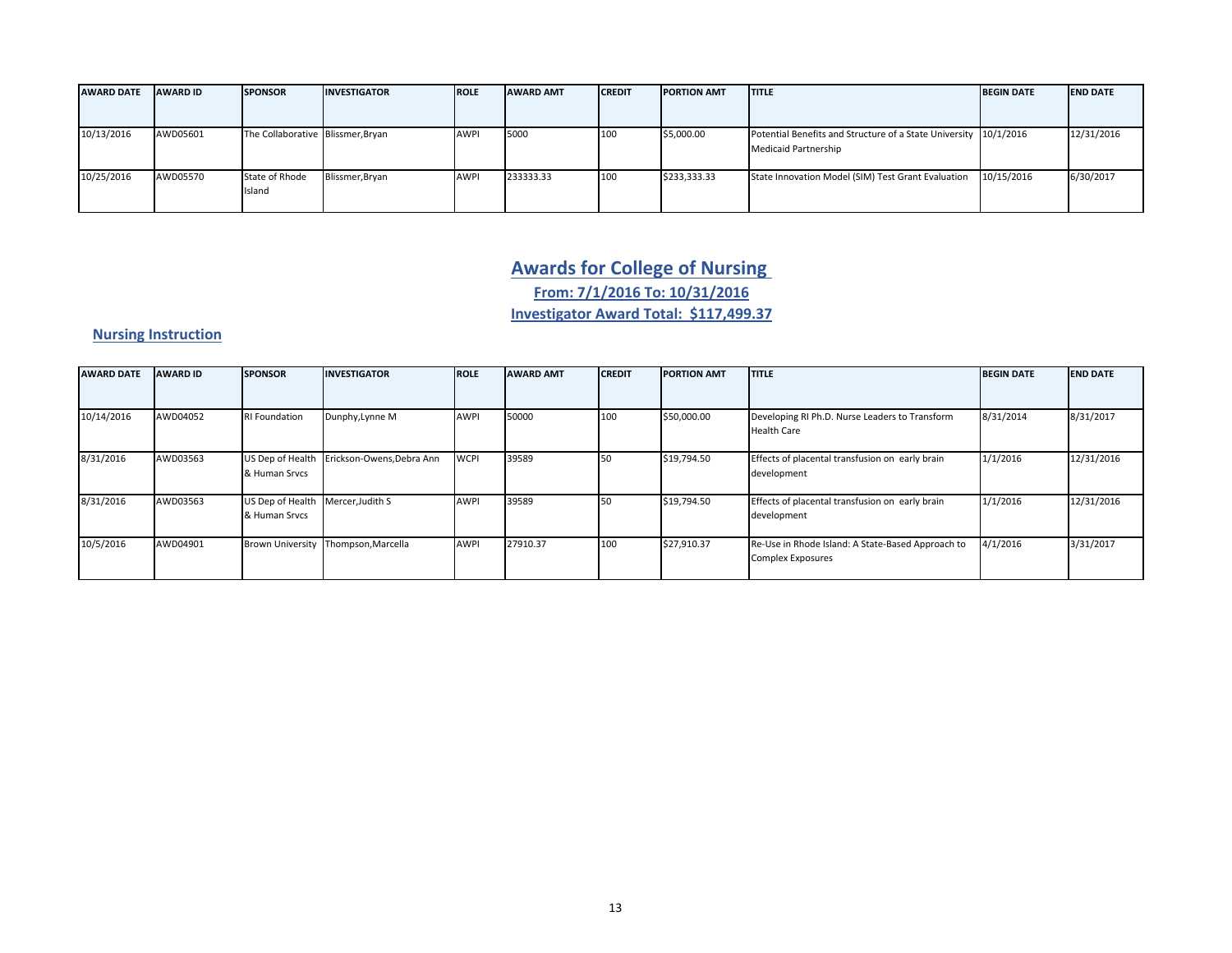| AWARD DATE | AWARD ID | SPONSOR | INVESTIGATOR | ROLE | AWARD AMT | CREDIT | PORTION AMT | TITLE | BEGIN DATE | END DATE |
|---|---|---|---|---|---|---|---|---|---|---|
| 10/13/2016 | AWD05601 | The Collaborative | Blissmer,Bryan | AWPI | 5000 | 100 | $5,000.00 | Potential Benefits and Structure of a State University Medicaid Partnership | 10/1/2016 | 12/31/2016 |
| 10/25/2016 | AWD05570 | State of Rhode Island | Blissmer,Bryan | AWPI | 233333.33 | 100 | $233,333.33 | State Innovation Model (SIM) Test Grant Evaluation | 10/15/2016 | 6/30/2017 |

# Awards for College of Nursing

**From: 7/1/2016 To: 10/31/2016**

**Investigator Award Total: $117,499.37**

## Nursing Instruction

| AWARD DATE | AWARD ID | SPONSOR | INVESTIGATOR | ROLE | AWARD AMT | CREDIT | PORTION AMT | TITLE | BEGIN DATE | END DATE |
|---|---|---|---|---|---|---|---|---|---|---|
| 10/14/2016 | AWD04052 | RI Foundation | Dunphy,Lynne M | AWPI | 50000 | 100 | $50,000.00 | Developing RI Ph.D. Nurse Leaders to Transform Health Care | 8/31/2014 | 8/31/2017 |
| 8/31/2016 | AWD03563 | US Dep of Health & Human Srvcs | Erickson-Owens,Debra Ann | WCPI | 39589 | 50 | $19,794.50 | Effects of placental transfusion on early brain development | 1/1/2016 | 12/31/2016 |
| 8/31/2016 | AWD03563 | US Dep of Health & Human Srvcs | Mercer,Judith S | AWPI | 39589 | 50 | $19,794.50 | Effects of placental transfusion on early brain development | 1/1/2016 | 12/31/2016 |
| 10/5/2016 | AWD04901 | Brown University | Thompson,Marcella | AWPI | 27910.37 | 100 | $27,910.37 | Re-Use in Rhode Island: A State-Based Approach to Complex Exposures | 4/1/2016 | 3/31/2017 |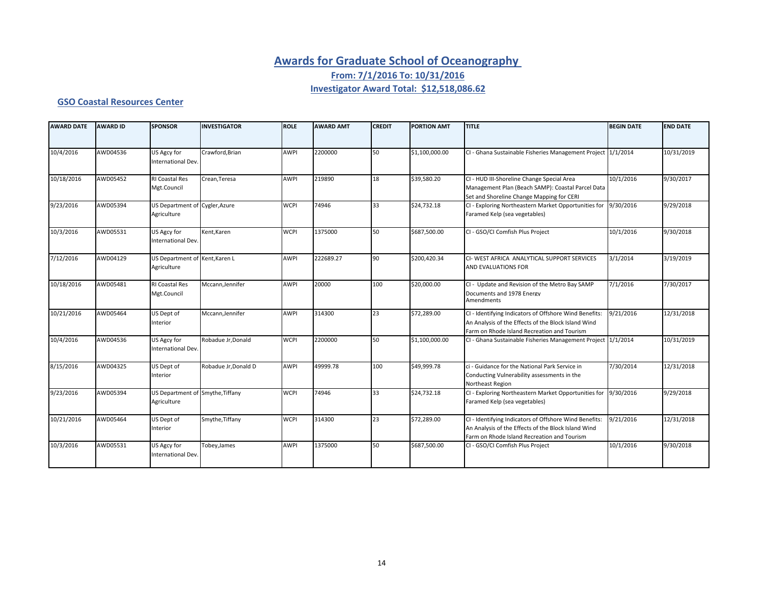# Awards for Graduate School of Oceanography

**From: 7/1/2016 To: 10/31/2016**

**Investigator Award Total: $12,518,086.62**

## GSO Coastal Resources Center

| AWARD DATE | AWARD ID | SPONSOR | INVESTIGATOR | ROLE | AWARD AMT | CREDIT | PORTION AMT | TITLE | BEGIN DATE | END DATE |
|---|---|---|---|---|---|---|---|---|---|---|
| 10/4/2016 | AWD04536 | US Agcy for International Dev. | Crawford,Brian | AWPI | 2200000 | 50 | $1,100,000.00 | CI - Ghana Sustainable Fisheries Management Project | 1/1/2014 | 10/31/2019 |
| 10/18/2016 | AWD05452 | RI Coastal Res Mgt.Council | Crean,Teresa | AWPI | 219890 | 18 | $39,580.20 | CI - HUD III-Shoreline Change Special Area Management Plan (Beach SAMP): Coastal Parcel Data Set and Shoreline Change Mapping for CERI | 10/1/2016 | 9/30/2017 |
| 9/23/2016 | AWD05394 | US Department of Agriculture | Cygler,Azure | WCPI | 74946 | 33 | $24,732.18 | CI - Exploring Northeastern Market Opportunities for Faramed Kelp (sea vegetables) | 9/30/2016 | 9/29/2018 |
| 10/3/2016 | AWD05531 | US Agcy for International Dev. | Kent,Karen | WCPI | 1375000 | 50 | $687,500.00 | CI - GSO/CI Comfish Plus Project | 10/1/2016 | 9/30/2018 |
| 7/12/2016 | AWD04129 | US Department of Agriculture | Kent,Karen L | AWPI | 222689.27 | 90 | $200,420.34 | CI- WEST AFRICA ANALYTICAL SUPPORT SERVICES AND EVALUATIONS FOR | 3/1/2014 | 3/19/2019 |
| 10/18/2016 | AWD05481 | RI Coastal Res Mgt.Council | Mccann,Jennifer | AWPI | 20000 | 100 | $20,000.00 | CI - Update and Revision of the Metro Bay SAMP Documents and 1978 Energy Amendments | 7/1/2016 | 7/30/2017 |
| 10/21/2016 | AWD05464 | US Dept of Interior | Mccann,Jennifer | AWPI | 314300 | 23 | $72,289.00 | CI - Identifying Indicators of Offshore Wind Benefits: An Analysis of the Effects of the Block Island Wind Farm on Rhode Island Recreation and Tourism | 9/21/2016 | 12/31/2018 |
| 10/4/2016 | AWD04536 | US Agcy for International Dev. | Robadue Jr,Donald | WCPI | 2200000 | 50 | $1,100,000.00 | CI - Ghana Sustainable Fisheries Management Project | 1/1/2014 | 10/31/2019 |
| 8/15/2016 | AWD04325 | US Dept of Interior | Robadue Jr,Donald D | AWPI | 49999.78 | 100 | $49,999.78 | ci - Guidance for the National Park Service in Conducting Vulnerability assessments in the Northeast Region | 7/30/2014 | 12/31/2018 |
| 9/23/2016 | AWD05394 | US Department of Agriculture | Smythe,Tiffany | WCPI | 74946 | 33 | $24,732.18 | CI - Exploring Northeastern Market Opportunities for Faramed Kelp (sea vegetables) | 9/30/2016 | 9/29/2018 |
| 10/21/2016 | AWD05464 | US Dept of Interior | Smythe,Tiffany | WCPI | 314300 | 23 | $72,289.00 | CI - Identifying Indicators of Offshore Wind Benefits: An Analysis of the Effects of the Block Island Wind Farm on Rhode Island Recreation and Tourism | 9/21/2016 | 12/31/2018 |
| 10/3/2016 | AWD05531 | US Agcy for International Dev. | Tobey,James | AWPI | 1375000 | 50 | $687,500.00 | CI - GSO/CI Comfish Plus Project | 10/1/2016 | 9/30/2018 |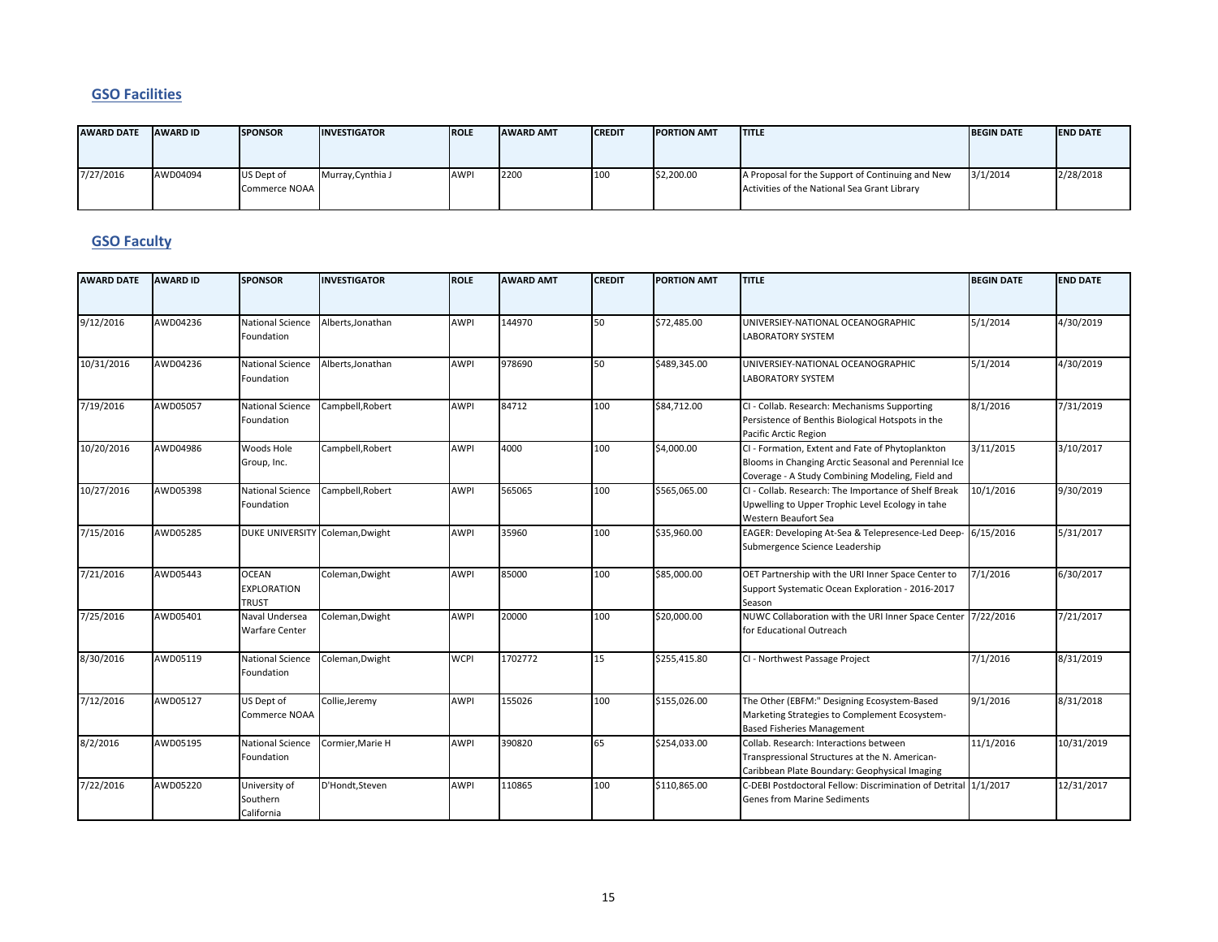## GSO Facilities

| AWARD DATE | AWARD ID | SPONSOR | INVESTIGATOR | ROLE | AWARD AMT | CREDIT | PORTION AMT | TITLE | BEGIN DATE | END DATE |
|---|---|---|---|---|---|---|---|---|---|---|
| 7/27/2016 | AWD04094 | US Dept of Commerce NOAA | Murray,Cynthia J | AWPI | 2200 | 100 | $2,200.00 | A Proposal for the Support of Continuing and New Activities of the National Sea Grant Library | 3/1/2014 | 2/28/2018 |

## GSO Faculty

| AWARD DATE | AWARD ID | SPONSOR | INVESTIGATOR | ROLE | AWARD AMT | CREDIT | PORTION AMT | TITLE | BEGIN DATE | END DATE |
|---|---|---|---|---|---|---|---|---|---|---|
| 9/12/2016 | AWD04236 | National Science Foundation | Alberts,Jonathan | AWPI | 144970 | 50 | $72,485.00 | UNIVERSIEY-NATIONAL OCEANOGRAPHIC LABORATORY SYSTEM | 5/1/2014 | 4/30/2019 |
| 10/31/2016 | AWD04236 | National Science Foundation | Alberts,Jonathan | AWPI | 978690 | 50 | $489,345.00 | UNIVERSIEY-NATIONAL OCEANOGRAPHIC LABORATORY SYSTEM | 5/1/2014 | 4/30/2019 |
| 7/19/2016 | AWD05057 | National Science Foundation | Campbell,Robert | AWPI | 84712 | 100 | $84,712.00 | CI - Collab. Research: Mechanisms Supporting Persistence of Benthis Biological Hotspots in the Pacific Arctic Region | 8/1/2016 | 7/31/2019 |
| 10/20/2016 | AWD04986 | Woods Hole Group, Inc. | Campbell,Robert | AWPI | 4000 | 100 | $4,000.00 | CI - Formation, Extent and Fate of Phytoplankton Blooms in Changing Arctic Seasonal and Perennial Ice Coverage - A Study Combining Modeling, Field and | 3/11/2015 | 3/10/2017 |
| 10/27/2016 | AWD05398 | National Science Foundation | Campbell,Robert | AWPI | 565065 | 100 | $565,065.00 | CI - Collab. Research: The Importance of Shelf Break Upwelling to Upper Trophic Level Ecology in tahe Western Beaufort Sea | 10/1/2016 | 9/30/2019 |
| 7/15/2016 | AWD05285 | DUKE UNIVERSITY | Coleman,Dwight | AWPI | 35960 | 100 | $35,960.00 | EAGER: Developing At-Sea & Telepresence-Led Deep-Submergence Science Leadership | 6/15/2016 | 5/31/2017 |
| 7/21/2016 | AWD05443 | OCEAN EXPLORATION TRUST | Coleman,Dwight | AWPI | 85000 | 100 | $85,000.00 | OET Partnership with the URI Inner Space Center to Support Systematic Ocean Exploration - 2016-2017 Season | 7/1/2016 | 6/30/2017 |
| 7/25/2016 | AWD05401 | Naval Undersea Warfare Center | Coleman,Dwight | AWPI | 20000 | 100 | $20,000.00 | NUWC Collaboration with the URI Inner Space Center for Educational Outreach | 7/22/2016 | 7/21/2017 |
| 8/30/2016 | AWD05119 | National Science Foundation | Coleman,Dwight | WCPI | 1702772 | 15 | $255,415.80 | CI - Northwest Passage Project | 7/1/2016 | 8/31/2019 |
| 7/12/2016 | AWD05127 | US Dept of Commerce NOAA | Collie,Jeremy | AWPI | 155026 | 100 | $155,026.00 | The Other (EBFM:" Designing Ecosystem-Based Marketing Strategies to Complement Ecosystem-Based Fisheries Management | 9/1/2016 | 8/31/2018 |
| 8/2/2016 | AWD05195 | National Science Foundation | Cormier,Marie H | AWPI | 390820 | 65 | $254,033.00 | Collab. Research: Interactions between Transpressional Structures at the N. American-Caribbean Plate Boundary: Geophysical Imaging | 11/1/2016 | 10/31/2019 |
| 7/22/2016 | AWD05220 | University of Southern California | D'Hondt,Steven | AWPI | 110865 | 100 | $110,865.00 | C-DEBI Postdoctoral Fellow: Discrimination of Detrital Genes from Marine Sediments | 1/1/2017 | 12/31/2017 |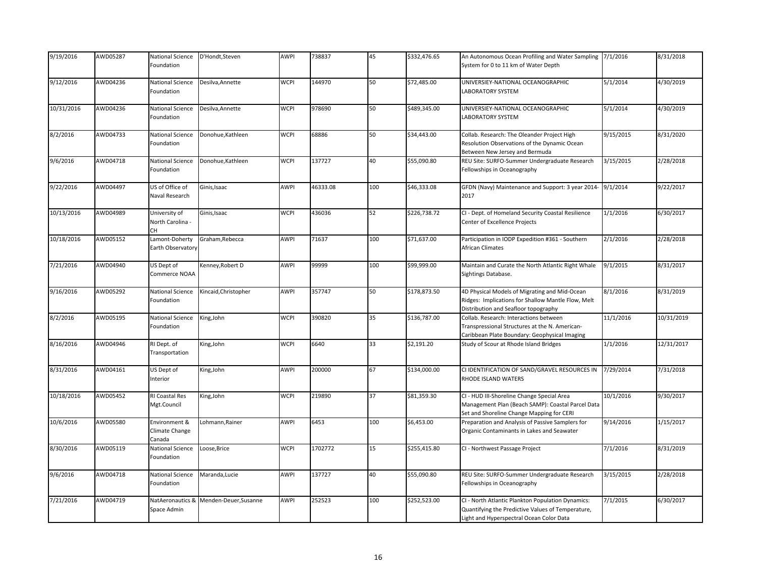| 9/19/2016 | AWD05287 | National Science Foundation | D'Hondt,Steven | AWPI | 738837 | 45 | $332,476.65 | An Autonomous Ocean Profiling and Water Sampling System for 0 to 11 km of Water Depth | 7/1/2016 | 8/31/2018 |
|---|---|---|---|---|---|---|---|---|---|---|
| 9/12/2016 | AWD04236 | National Science Foundation | Desilva,Annette | WCPI | 144970 | 50 | $72,485.00 | UNIVERSIEY-NATIONAL OCEANOGRAPHIC LABORATORY SYSTEM | 5/1/2014 | 4/30/2019 |
| 10/31/2016 | AWD04236 | National Science Foundation | Desilva,Annette | WCPI | 978690 | 50 | $489,345.00 | UNIVERSIEY-NATIONAL OCEANOGRAPHIC LABORATORY SYSTEM | 5/1/2014 | 4/30/2019 |
| 8/2/2016 | AWD04733 | National Science Foundation | Donohue,Kathleen | WCPI | 68886 | 50 | $34,443.00 | Collab. Research: The Oleander Project High Resolution Observations of the Dynamic Ocean Between New Jersey and Bermuda | 9/15/2015 | 8/31/2020 |
| 9/6/2016 | AWD04718 | National Science Foundation | Donohue,Kathleen | WCPI | 137727 | 40 | $55,090.80 | REU Site: SURFO-Summer Undergraduate Research Fellowships in Oceanography | 3/15/2015 | 2/28/2018 |
| 9/22/2016 | AWD04497 | US of Office of Naval Research | Ginis,Isaac | AWPI | 46333.08 | 100 | $46,333.08 | GFDN (Navy) Maintenance and Support: 3 year 2014-2017 | 9/1/2014 | 9/22/2017 |
| 10/13/2016 | AWD04989 | University of North Carolina - CH | Ginis,Isaac | WCPI | 436036 | 52 | $226,738.72 | CI - Dept. of Homeland Security Coastal Resilience Center of Excellence Projects | 1/1/2016 | 6/30/2017 |
| 10/18/2016 | AWD05152 | Lamont-Doherty Earth Observatory | Graham,Rebecca | AWPI | 71637 | 100 | $71,637.00 | Participation in IODP Expedition #361 - Southern African Climates | 2/1/2016 | 2/28/2018 |
| 7/21/2016 | AWD04940 | US Dept of Commerce NOAA | Kenney,Robert D | AWPI | 99999 | 100 | $99,999.00 | Maintain and Curate the North Atlantic Right Whale Sightings Database. | 9/1/2015 | 8/31/2017 |
| 9/16/2016 | AWD05292 | National Science Foundation | Kincaid,Christopher | AWPI | 357747 | 50 | $178,873.50 | 4D Physical Models of Migrating and Mid-Ocean Ridges: Implications for Shallow Mantle Flow, Melt Distribution and Seafloor topography | 8/1/2016 | 8/31/2019 |
| 8/2/2016 | AWD05195 | National Science Foundation | King,John | WCPI | 390820 | 35 | $136,787.00 | Collab. Research: Interactions between Transpressional Structures at the N. American-Caribbean Plate Boundary: Geophysical Imaging | 11/1/2016 | 10/31/2019 |
| 8/16/2016 | AWD04946 | RI Dept. of Transportation | King,John | WCPI | 6640 | 33 | $2,191.20 | Study of Scour at Rhode Island Bridges | 1/1/2016 | 12/31/2017 |
| 8/31/2016 | AWD04161 | US Dept of Interior | King,John | AWPI | 200000 | 67 | $134,000.00 | CI IDENTIFICATION OF SAND/GRAVEL RESOURCES IN RHODE ISLAND WATERS | 7/29/2014 | 7/31/2018 |
| 10/18/2016 | AWD05452 | RI Coastal Res Mgt.Council | King,John | WCPI | 219890 | 37 | $81,359.30 | CI - HUD III-Shoreline Change Special Area Management Plan (Beach SAMP): Coastal Parcel Data Set and Shoreline Change Mapping for CERI | 10/1/2016 | 9/30/2017 |
| 10/6/2016 | AWD05580 | Environment & Climate Change Canada | Lohmann,Rainer | AWPI | 6453 | 100 | $6,453.00 | Preparation and Analysis of Passive Samplers for Organic Contaminants in Lakes and Seawater | 9/14/2016 | 1/15/2017 |
| 8/30/2016 | AWD05119 | National Science Foundation | Loose,Brice | WCPI | 1702772 | 15 | $255,415.80 | CI - Northwest Passage Project | 7/1/2016 | 8/31/2019 |
| 9/6/2016 | AWD04718 | National Science Foundation | Maranda,Lucie | AWPI | 137727 | 40 | $55,090.80 | REU Site: SURFO-Summer Undergraduate Research Fellowships in Oceanography | 3/15/2015 | 2/28/2018 |
| 7/21/2016 | AWD04719 | NatAeronautics & Space Admin | Menden-Deuer,Susanne | AWPI | 252523 | 100 | $252,523.00 | CI - North Atlantic Plankton Population Dynamics: Quantifying the Predictive Values of Temperature, Light and Hyperspectral Ocean Color Data | 7/1/2015 | 6/30/2017 |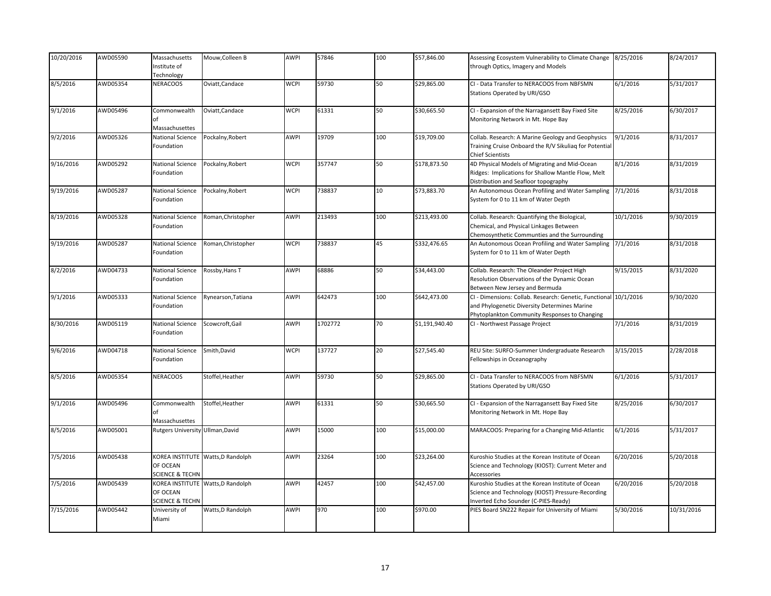| | | | | | | | | | | |
|---|---|---|---|---|---|---|---|---|---|---|
| 10/20/2016 | AWD05590 | Massachusetts Institute of Technology | Mouw,Colleen B | AWPI | 57846 | 100 | \$57,846.00 | Assessing Ecosystem Vulnerability to Climate Change through Optics, Imagery and Models | 8/25/2016 | 8/24/2017 |
| 8/5/2016 | AWD05354 | NERACOOS | Oviatt,Candace | WCPI | 59730 | 50 | \$29,865.00 | CI - Data Transfer to NERACOOS from NBFSMN Stations Operated by URI/GSO | 6/1/2016 | 5/31/2017 |
| 9/1/2016 | AWD05496 | Commonwealth of Massachusettes | Oviatt,Candace | WCPI | 61331 | 50 | \$30,665.50 | CI - Expansion of the Narragansett Bay Fixed Site Monitoring Network in Mt. Hope Bay | 8/25/2016 | 6/30/2017 |
| 9/2/2016 | AWD05326 | National Science Foundation | Pockalny,Robert | AWPI | 19709 | 100 | \$19,709.00 | Collab. Research: A Marine Geology and Geophysics Training Cruise Onboard the R/V Sikuliaq for Potential Chief Scientists | 9/1/2016 | 8/31/2017 |
| 9/16/2016 | AWD05292 | National Science Foundation | Pockalny,Robert | WCPI | 357747 | 50 | \$178,873.50 | 4D Physical Models of Migrating and Mid-Ocean Ridges: Implications for Shallow Mantle Flow, Melt Distribution and Seafloor topography | 8/1/2016 | 8/31/2019 |
| 9/19/2016 | AWD05287 | National Science Foundation | Pockalny,Robert | WCPI | 738837 | 10 | \$73,883.70 | An Autonomous Ocean Profiling and Water Sampling System for 0 to 11 km of Water Depth | 7/1/2016 | 8/31/2018 |
| 8/19/2016 | AWD05328 | National Science Foundation | Roman,Christopher | AWPI | 213493 | 100 | \$213,493.00 | Collab. Research: Quantifying the Biological, Chemical, and Physical Linkages Between Chemosynthetic Communties and the Surrounding | 10/1/2016 | 9/30/2019 |
| 9/19/2016 | AWD05287 | National Science Foundation | Roman,Christopher | WCPI | 738837 | 45 | \$332,476.65 | An Autonomous Ocean Profiling and Water Sampling System for 0 to 11 km of Water Depth | 7/1/2016 | 8/31/2018 |
| 8/2/2016 | AWD04733 | National Science Foundation | Rossby,Hans T | AWPI | 68886 | 50 | \$34,443.00 | Collab. Research: The Oleander Project High Resolution Observations of the Dynamic Ocean Between New Jersey and Bermuda | 9/15/2015 | 8/31/2020 |
| 9/1/2016 | AWD05333 | National Science Foundation | Rynearson,Tatiana | AWPI | 642473 | 100 | \$642,473.00 | CI - Dimensions: Collab. Research: Genetic, Functional and Phylogenetic Diversity Determines Marine Phytoplankton Community Responses to Changing | 10/1/2016 | 9/30/2020 |
| 8/30/2016 | AWD05119 | National Science Foundation | Scowcroft,Gail | AWPI | 1702772 | 70 | \$1,191,940.40 | CI - Northwest Passage Project | 7/1/2016 | 8/31/2019 |
| 9/6/2016 | AWD04718 | National Science Foundation | Smith,David | WCPI | 137727 | 20 | \$27,545.40 | REU Site: SURFO-Summer Undergraduate Research Fellowships in Oceanography | 3/15/2015 | 2/28/2018 |
| 8/5/2016 | AWD05354 | NERACOOS | Stoffel,Heather | AWPI | 59730 | 50 | \$29,865.00 | CI - Data Transfer to NERACOOS from NBFSMN Stations Operated by URI/GSO | 6/1/2016 | 5/31/2017 |
| 9/1/2016 | AWD05496 | Commonwealth of Massachusettes | Stoffel,Heather | AWPI | 61331 | 50 | \$30,665.50 | CI - Expansion of the Narragansett Bay Fixed Site Monitoring Network in Mt. Hope Bay | 8/25/2016 | 6/30/2017 |
| 8/5/2016 | AWD05001 | Rutgers University | Ullman,David | AWPI | 15000 | 100 | \$15,000.00 | MARACOOS: Preparing for a Changing Mid-Atlantic | 6/1/2016 | 5/31/2017 |
| 7/5/2016 | AWD05438 | KOREA INSTITUTE OF OCEAN SCIENCE & TECHN | Watts,D Randolph | AWPI | 23264 | 100 | \$23,264.00 | Kuroshio Studies at the Korean Institute of Ocean Science and Technology (KIOST): Current Meter and Accessories | 6/20/2016 | 5/20/2018 |
| 7/5/2016 | AWD05439 | KOREA INSTITUTE OF OCEAN SCIENCE & TECHN | Watts,D Randolph | AWPI | 42457 | 100 | \$42,457.00 | Kuroshio Studies at the Korean Institute of Ocean Science and Technology (KIOST) Pressure-Recording Inverted Echo Sounder (C-PIES-Ready) | 6/20/2016 | 5/20/2018 |
| 7/15/2016 | AWD05442 | University of Miami | Watts,D Randolph | AWPI | 970 | 100 | \$970.00 | PIES Board SN222 Repair for University of Miami | 5/30/2016 | 10/31/2016 |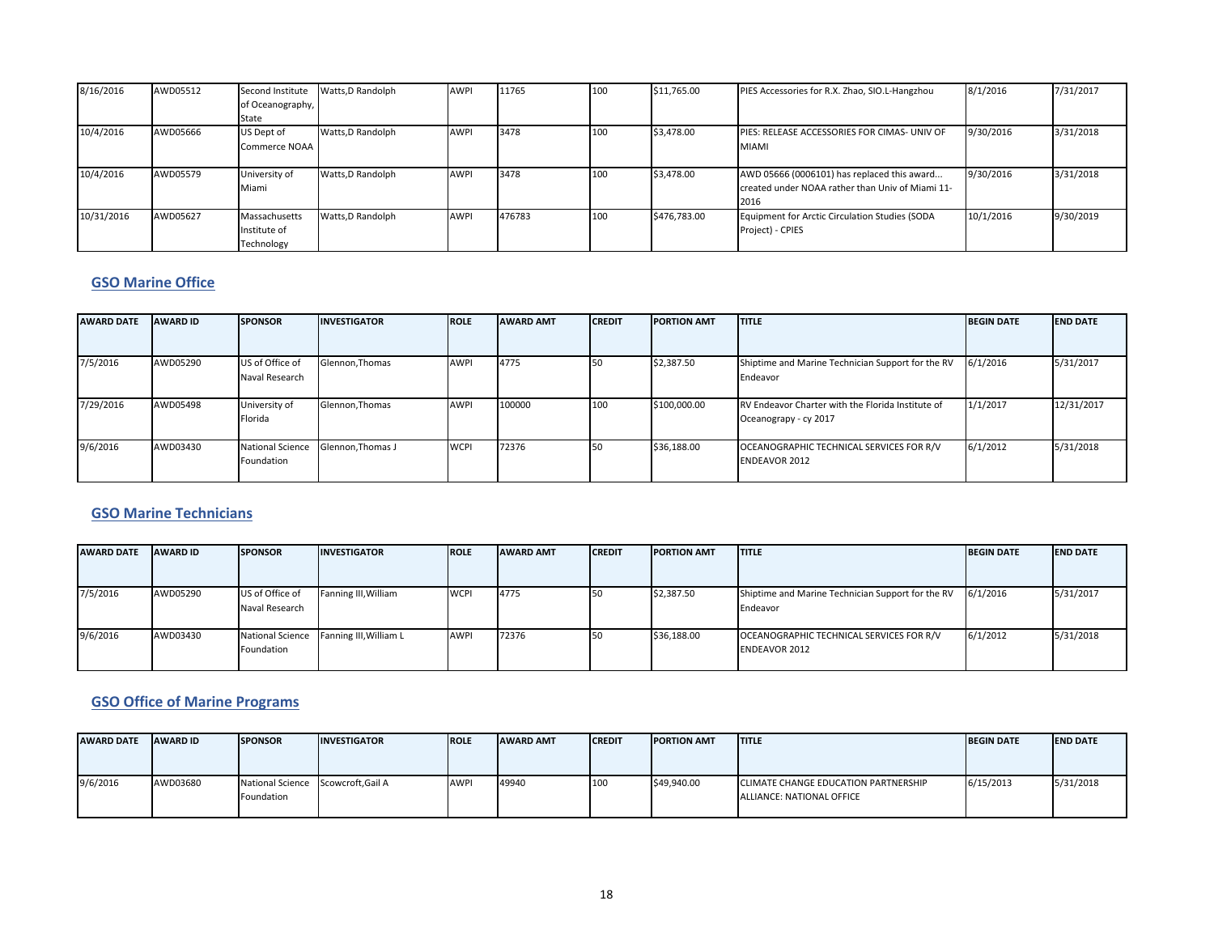| AWARD DATE | AWARD ID | SPONSOR | INVESTIGATOR | ROLE | AWARD AMT | CREDIT | PORTION AMT | TITLE | BEGIN DATE | END DATE |
|---|---|---|---|---|---|---|---|---|---|---|
| 8/16/2016 | AWD05512 | Second Institute of Oceanography, State | Watts,D Randolph | AWPI | 11765 | 100 | $11,765.00 | PIES Accessories for R.X. Zhao, SIO.L-Hangzhou | 8/1/2016 | 7/31/2017 |
| 10/4/2016 | AWD05666 | US Dept of Commerce NOAA | Watts,D Randolph | AWPI | 3478 | 100 | $3,478.00 | PIES: RELEASE ACCESSORIES FOR CIMAS- UNIV OF MIAMI | 9/30/2016 | 3/31/2018 |
| 10/4/2016 | AWD05579 | University of Miami | Watts,D Randolph | AWPI | 3478 | 100 | $3,478.00 | AWD 05666 (0006101) has replaced this award... created under NOAA rather than Univ of Miami 11-2016 | 9/30/2016 | 3/31/2018 |
| 10/31/2016 | AWD05627 | Massachusetts Institute of Technology | Watts,D Randolph | AWPI | 476783 | 100 | $476,783.00 | Equipment for Arctic Circulation Studies (SODA Project) - CPIES | 10/1/2016 | 9/30/2019 |

## GSO Marine Office

| AWARD DATE | AWARD ID | SPONSOR | INVESTIGATOR | ROLE | AWARD AMT | CREDIT | PORTION AMT | TITLE | BEGIN DATE | END DATE |
|---|---|---|---|---|---|---|---|---|---|---|
| 7/5/2016 | AWD05290 | US of Office of Naval Research | Glennon,Thomas | AWPI | 4775 | 50 | $2,387.50 | Shiptime and Marine Technician Support for the RV Endeavor | 6/1/2016 | 5/31/2017 |
| 7/29/2016 | AWD05498 | University of Florida | Glennon,Thomas | AWPI | 100000 | 100 | $100,000.00 | RV Endeavor Charter with the Florida Institute of Oceanograpy - cy 2017 | 1/1/2017 | 12/31/2017 |
| 9/6/2016 | AWD03430 | National Science Foundation | Glennon,Thomas J | WCPI | 72376 | 50 | $36,188.00 | OCEANOGRAPHIC TECHNICAL SERVICES FOR R/V ENDEAVOR 2012 | 6/1/2012 | 5/31/2018 |

## GSO Marine Technicians

| AWARD DATE | AWARD ID | SPONSOR | INVESTIGATOR | ROLE | AWARD AMT | CREDIT | PORTION AMT | TITLE | BEGIN DATE | END DATE |
|---|---|---|---|---|---|---|---|---|---|---|
| 7/5/2016 | AWD05290 | US of Office of Naval Research | Fanning III,William | WCPI | 4775 | 50 | $2,387.50 | Shiptime and Marine Technician Support for the RV Endeavor | 6/1/2016 | 5/31/2017 |
| 9/6/2016 | AWD03430 | National Science Foundation | Fanning III,William L | AWPI | 72376 | 50 | $36,188.00 | OCEANOGRAPHIC TECHNICAL SERVICES FOR R/V ENDEAVOR 2012 | 6/1/2012 | 5/31/2018 |

## GSO Office of Marine Programs

| AWARD DATE | AWARD ID | SPONSOR | INVESTIGATOR | ROLE | AWARD AMT | CREDIT | PORTION AMT | TITLE | BEGIN DATE | END DATE |
|---|---|---|---|---|---|---|---|---|---|---|
| 9/6/2016 | AWD03680 | National Science Foundation | Scowcroft,Gail A | AWPI | 49940 | 100 | $49,940.00 | CLIMATE CHANGE EDUCATION PARTNERSHIP ALLIANCE: NATIONAL OFFICE | 6/15/2013 | 5/31/2018 |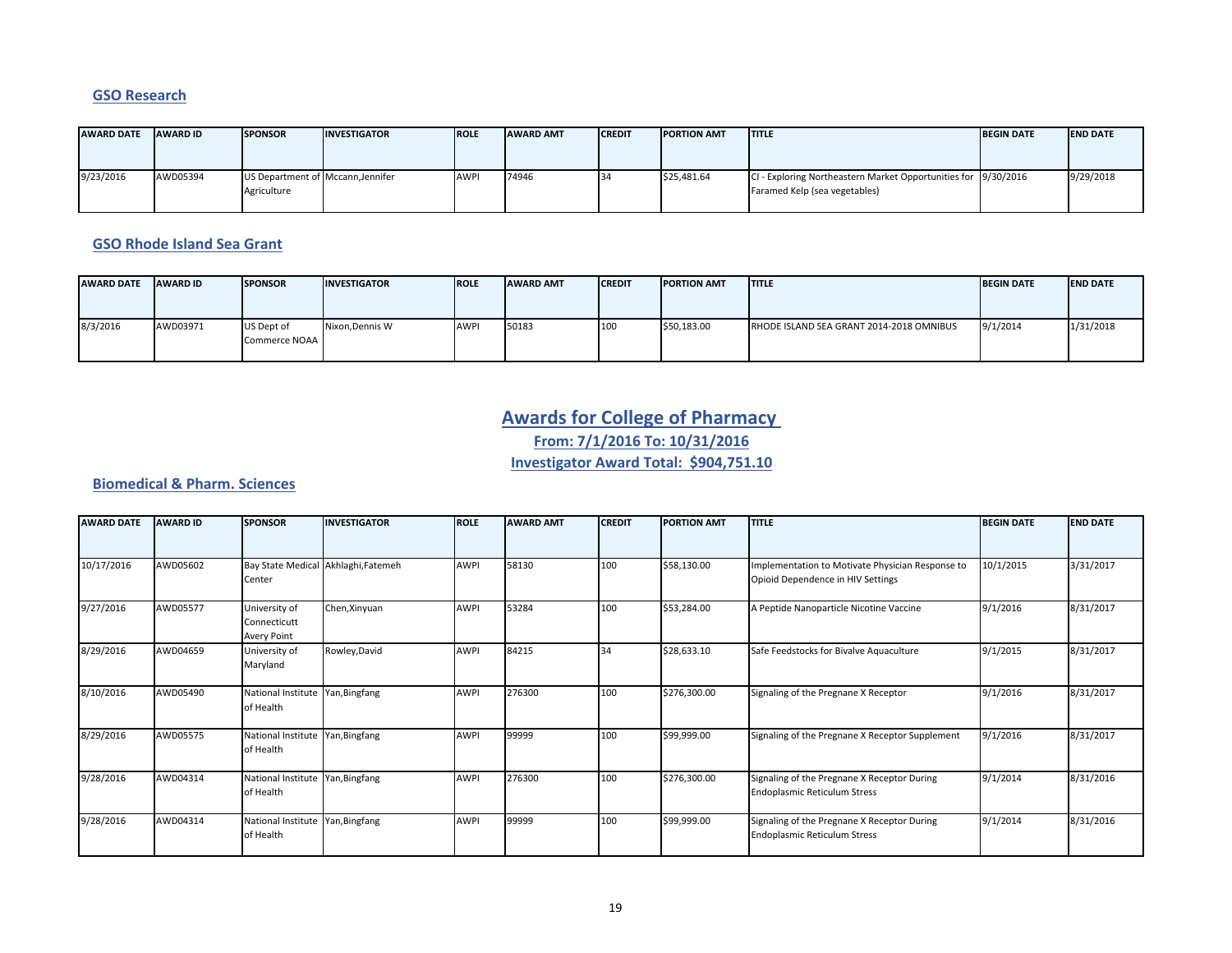### GSO Research

| AWARD DATE | AWARD ID | SPONSOR | INVESTIGATOR | ROLE | AWARD AMT | CREDIT | PORTION AMT | TITLE | BEGIN DATE | END DATE |
|---|---|---|---|---|---|---|---|---|---|---|
| 9/23/2016 | AWD05394 | US Department of Agriculture | Mccann,Jennifer | AWPI | 74946 | 34 | $25,481.64 | CI - Exploring Northeastern Market Opportunities for Faramed Kelp (sea vegetables) | 9/30/2016 | 9/29/2018 |

### GSO Rhode Island Sea Grant

| AWARD DATE | AWARD ID | SPONSOR | INVESTIGATOR | ROLE | AWARD AMT | CREDIT | PORTION AMT | TITLE | BEGIN DATE | END DATE |
|---|---|---|---|---|---|---|---|---|---|---|
| 8/3/2016 | AWD03971 | US Dept of Commerce NOAA | Nixon,Dennis W | AWPI | 50183 | 100 | $50,183.00 | RHODE ISLAND SEA GRANT 2014-2018 OMNIBUS | 9/1/2014 | 1/31/2018 |

## Awards for College of Pharmacy

**From: 7/1/2016 To: 10/31/2016**

**Investigator Award Total: $904,751.10**

### Biomedical & Pharm. Sciences

| AWARD DATE | AWARD ID | SPONSOR | INVESTIGATOR | ROLE | AWARD AMT | CREDIT | PORTION AMT | TITLE | BEGIN DATE | END DATE |
|---|---|---|---|---|---|---|---|---|---|---|
| 10/17/2016 | AWD05602 | Bay State Medical Center | Akhlaghi,Fatemeh | AWPI | 58130 | 100 | $58,130.00 | Implementation to Motivate Physician Response to Opioid Dependence in HIV Settings | 10/1/2015 | 3/31/2017 |
| 9/27/2016 | AWD05577 | University of Connecticutt Avery Point | Chen,Xinyuan | AWPI | 53284 | 100 | $53,284.00 | A Peptide Nanoparticle Nicotine Vaccine | 9/1/2016 | 8/31/2017 |
| 8/29/2016 | AWD04659 | University of Maryland | Rowley,David | AWPI | 84215 | 34 | $28,633.10 | Safe Feedstocks for Bivalve Aquaculture | 9/1/2015 | 8/31/2017 |
| 8/10/2016 | AWD05490 | National Institute of Health | Yan,Bingfang | AWPI | 276300 | 100 | $276,300.00 | Signaling of the Pregnane X Receptor | 9/1/2016 | 8/31/2017 |
| 8/29/2016 | AWD05575 | National Institute of Health | Yan,Bingfang | AWPI | 99999 | 100 | $99,999.00 | Signaling of the Pregnane X Receptor Supplement | 9/1/2016 | 8/31/2017 |
| 9/28/2016 | AWD04314 | National Institute of Health | Yan,Bingfang | AWPI | 276300 | 100 | $276,300.00 | Signaling of the Pregnane X Receptor During Endoplasmic Reticulum Stress | 9/1/2014 | 8/31/2016 |
| 9/28/2016 | AWD04314 | National Institute of Health | Yan,Bingfang | AWPI | 99999 | 100 | $99,999.00 | Signaling of the Pregnane X Receptor During Endoplasmic Reticulum Stress | 9/1/2014 | 8/31/2016 |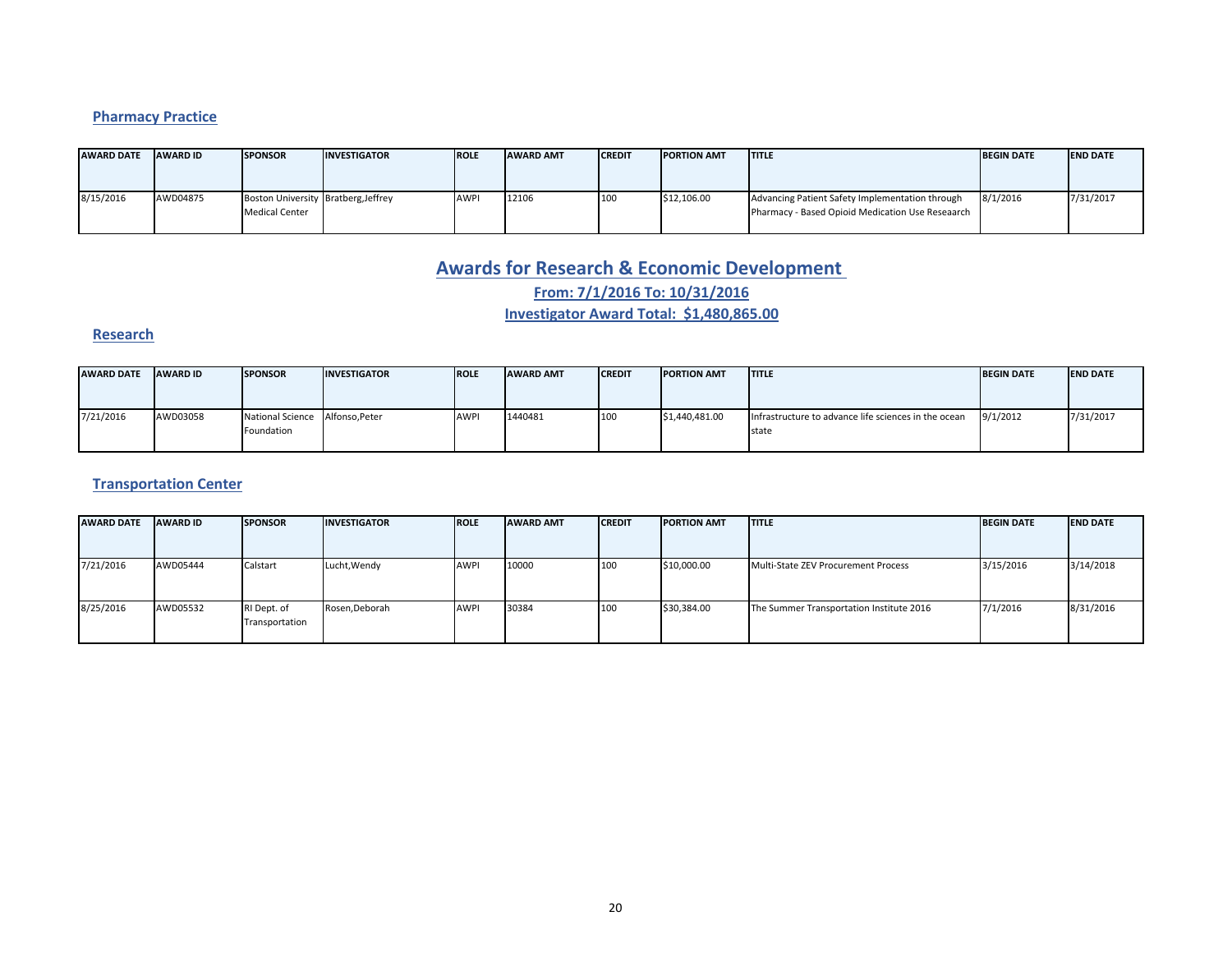### Pharmacy Practice

| AWARD DATE | AWARD ID | SPONSOR | INVESTIGATOR | ROLE | AWARD AMT | CREDIT | PORTION AMT | TITLE | BEGIN DATE | END DATE |
|---|---|---|---|---|---|---|---|---|---|---|
| 8/15/2016 | AWD04875 | Boston University Medical Center | Bratberg,Jeffrey | AWPI | 12106 | 100 | $12,106.00 | Advancing Patient Safety Implementation through Pharmacy - Based Opioid Medication Use Reseaarch | 8/1/2016 | 7/31/2017 |

## Awards for Research & Economic Development

**From: 7/1/2016 To: 10/31/2016**

**Investigator Award Total: $1,480,865.00**

### Research

| AWARD DATE | AWARD ID | SPONSOR | INVESTIGATOR | ROLE | AWARD AMT | CREDIT | PORTION AMT | TITLE | BEGIN DATE | END DATE |
|---|---|---|---|---|---|---|---|---|---|---|
| 7/21/2016 | AWD03058 | National Science Foundation | Alfonso,Peter | AWPI | 1440481 | 100 | $1,440,481.00 | Infrastructure to advance life sciences in the ocean state | 9/1/2012 | 7/31/2017 |

### Transportation Center

| AWARD DATE | AWARD ID | SPONSOR | INVESTIGATOR | ROLE | AWARD AMT | CREDIT | PORTION AMT | TITLE | BEGIN DATE | END DATE |
|---|---|---|---|---|---|---|---|---|---|---|
| 7/21/2016 | AWD05444 | Calstart | Lucht,Wendy | AWPI | 10000 | 100 | $10,000.00 | Multi-State ZEV Procurement Process | 3/15/2016 | 3/14/2018 |
| 8/25/2016 | AWD05532 | RI Dept. of Transportation | Rosen,Deborah | AWPI | 30384 | 100 | $30,384.00 | The Summer Transportation Institute 2016 | 7/1/2016 | 8/31/2016 |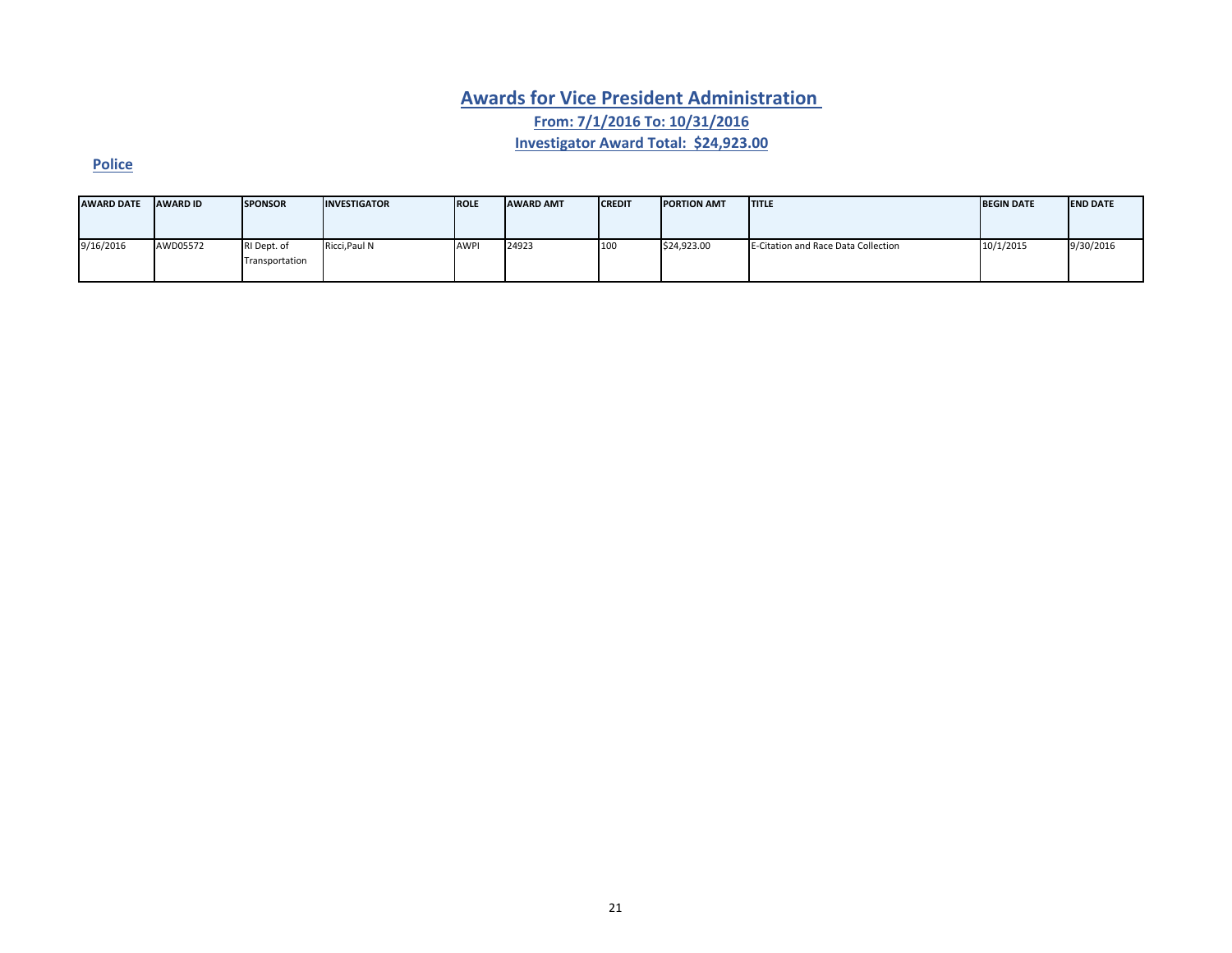# Awards for Vice President Administration

**From: 7/1/2016 To: 10/31/2016**

**Investigator Award Total: $24,923.00**

## Police

| AWARD DATE | AWARD ID | SPONSOR | INVESTIGATOR | ROLE | AWARD AMT | CREDIT | PORTION AMT | TITLE | BEGIN DATE | END DATE |
|---|---|---|---|---|---|---|---|---|---|---|
| 9/16/2016 | AWD05572 | RI Dept. of Transportation | Ricci,Paul N | AWPI | 24923 | 100 | $24,923.00 | E-Citation and Race Data Collection | 10/1/2015 | 9/30/2016 |